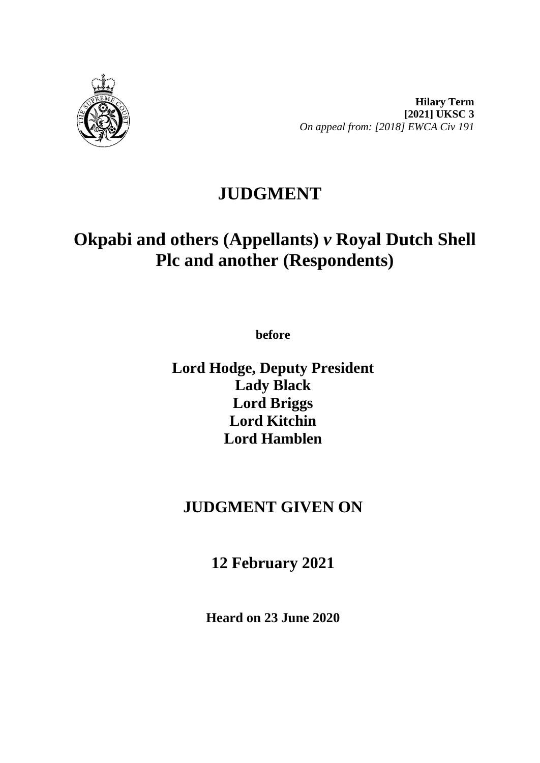**Hilary Term**
**[2021] UKSC 3**
*On appeal from: [2018] EWCA Civ 191*

# JUDGMENT

## Okpabi and others (Appellants) *v* Royal Dutch Shell Plc and another (Respondents)

**before**

**Lord Hodge, Deputy President**
**Lady Black**
**Lord Briggs**
**Lord Kitchin**
**Lord Hamblen**

## JUDGMENT GIVEN ON

## 12 February 2021

**Heard on 23 June 2020**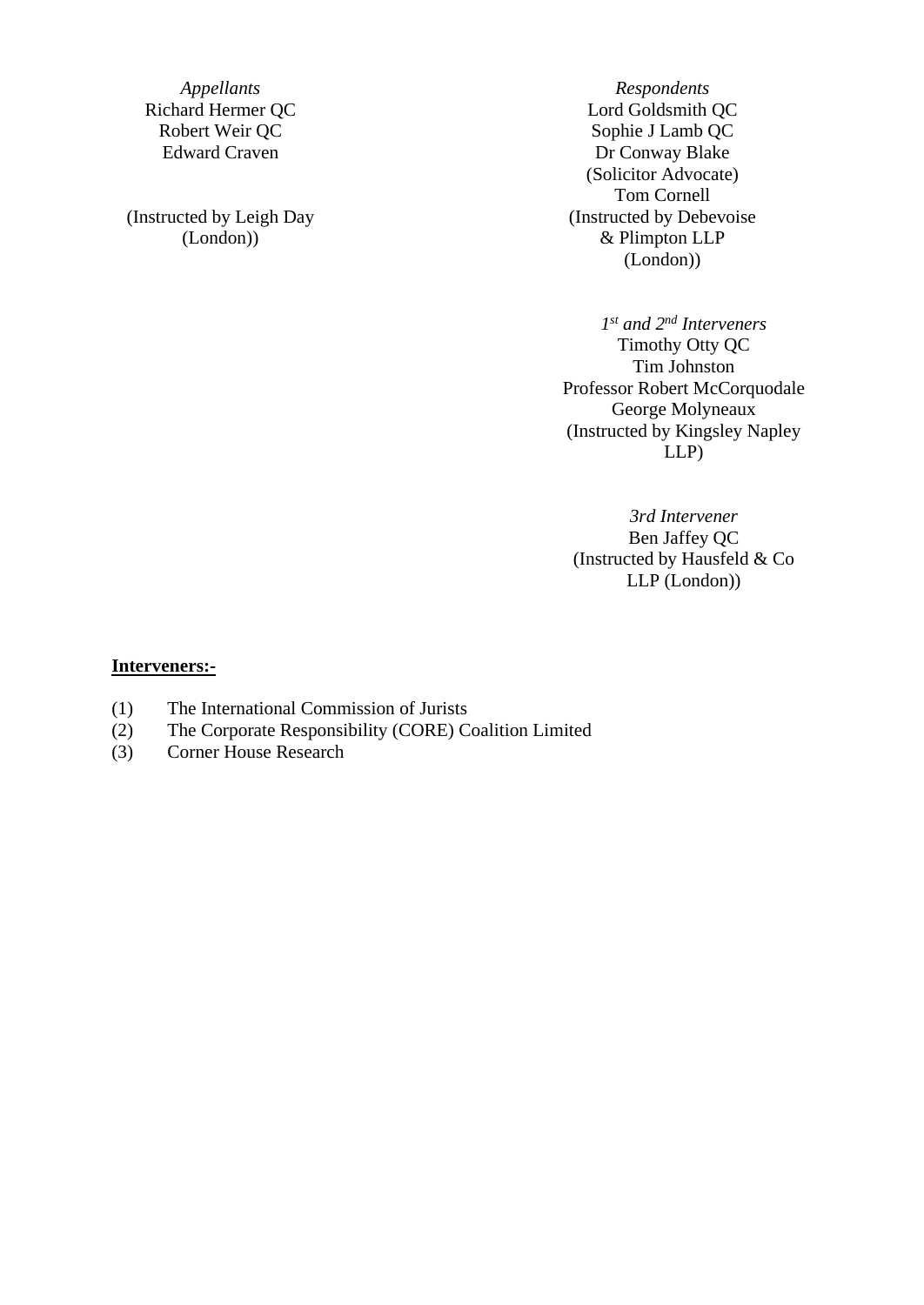| *Appellants* | *Respondents* |
| --- | --- |
| Richard Hermer QC | Lord Goldsmith QC |
| Robert Weir QC | Sophie J Lamb QC |
| Edward Craven | Dr Conway Blake (Solicitor Advocate) |
| | Tom Cornell |
| (Instructed by Leigh Day (London)) | (Instructed by Debevoise & Plimpton LLP (London)) |

*1st and 2nd Interveners*
Timothy Otty QC
Tim Johnston
Professor Robert McCorquodale
George Molyneaux
(Instructed by Kingsley Napley LLP)

*3rd Intervener*
Ben Jaffey QC
(Instructed by Hausfeld & Co LLP (London))

**Interveners:-**

(1) The International Commission of Jurists
(2) The Corporate Responsibility (CORE) Coalition Limited
(3) Corner House Research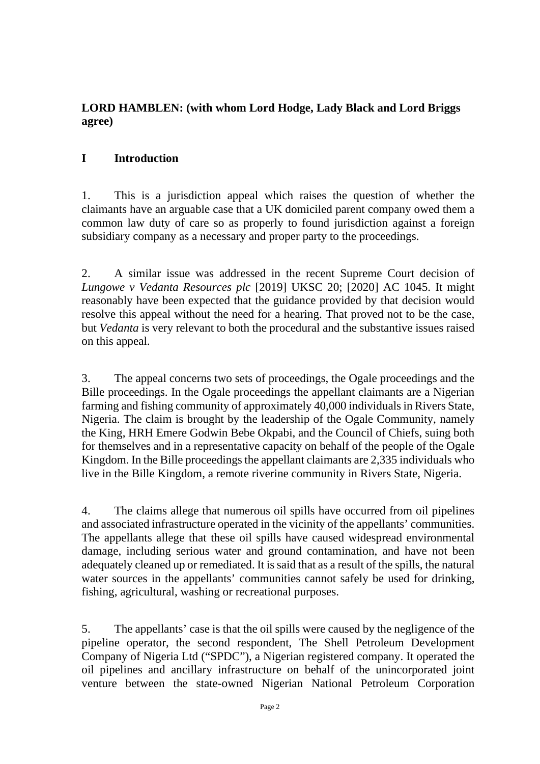**LORD HAMBLEN: (with whom Lord Hodge, Lady Black and Lord Briggs agree)**

## I Introduction

1. This is a jurisdiction appeal which raises the question of whether the claimants have an arguable case that a UK domiciled parent company owed them a common law duty of care so as properly to found jurisdiction against a foreign subsidiary company as a necessary and proper party to the proceedings.

2. A similar issue was addressed in the recent Supreme Court decision of *Lungowe v Vedanta Resources plc* [2019] UKSC 20; [2020] AC 1045. It might reasonably have been expected that the guidance provided by that decision would resolve this appeal without the need for a hearing. That proved not to be the case, but *Vedanta* is very relevant to both the procedural and the substantive issues raised on this appeal.

3. The appeal concerns two sets of proceedings, the Ogale proceedings and the Bille proceedings. In the Ogale proceedings the appellant claimants are a Nigerian farming and fishing community of approximately 40,000 individuals in Rivers State, Nigeria. The claim is brought by the leadership of the Ogale Community, namely the King, HRH Emere Godwin Bebe Okpabi, and the Council of Chiefs, suing both for themselves and in a representative capacity on behalf of the people of the Ogale Kingdom. In the Bille proceedings the appellant claimants are 2,335 individuals who live in the Bille Kingdom, a remote riverine community in Rivers State, Nigeria.

4. The claims allege that numerous oil spills have occurred from oil pipelines and associated infrastructure operated in the vicinity of the appellants' communities. The appellants allege that these oil spills have caused widespread environmental damage, including serious water and ground contamination, and have not been adequately cleaned up or remediated. It is said that as a result of the spills, the natural water sources in the appellants' communities cannot safely be used for drinking, fishing, agricultural, washing or recreational purposes.

5. The appellants' case is that the oil spills were caused by the negligence of the pipeline operator, the second respondent, The Shell Petroleum Development Company of Nigeria Ltd ("SPDC"), a Nigerian registered company. It operated the oil pipelines and ancillary infrastructure on behalf of the unincorporated joint venture between the state-owned Nigerian National Petroleum Corporation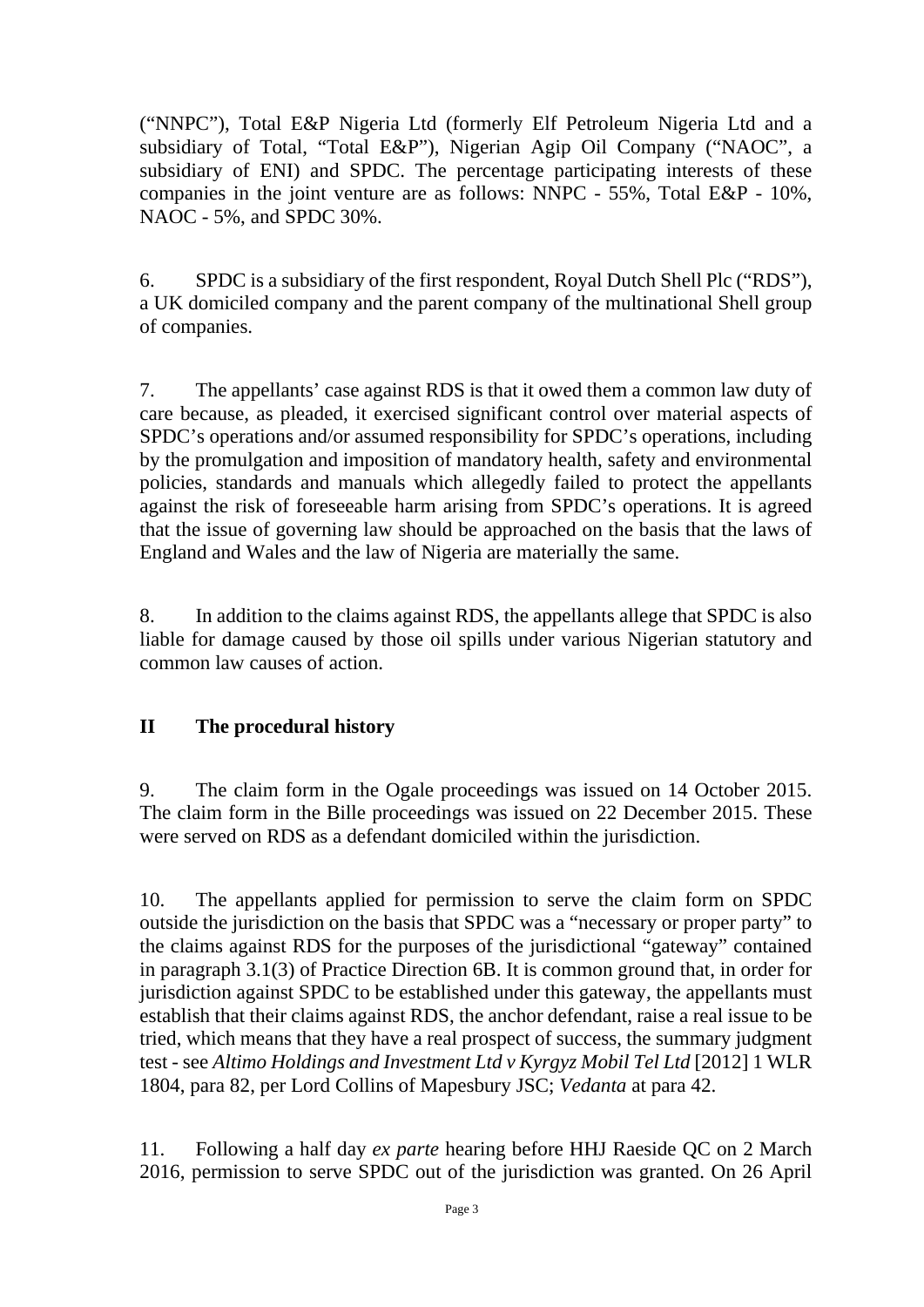("NNPC"), Total E&P Nigeria Ltd (formerly Elf Petroleum Nigeria Ltd and a subsidiary of Total, "Total E&P"), Nigerian Agip Oil Company ("NAOC", a subsidiary of ENI) and SPDC. The percentage participating interests of these companies in the joint venture are as follows: NNPC - 55%, Total E&P - 10%, NAOC - 5%, and SPDC 30%.

6. SPDC is a subsidiary of the first respondent, Royal Dutch Shell Plc ("RDS"), a UK domiciled company and the parent company of the multinational Shell group of companies.

7. The appellants' case against RDS is that it owed them a common law duty of care because, as pleaded, it exercised significant control over material aspects of SPDC's operations and/or assumed responsibility for SPDC's operations, including by the promulgation and imposition of mandatory health, safety and environmental policies, standards and manuals which allegedly failed to protect the appellants against the risk of foreseeable harm arising from SPDC's operations. It is agreed that the issue of governing law should be approached on the basis that the laws of England and Wales and the law of Nigeria are materially the same.

8. In addition to the claims against RDS, the appellants allege that SPDC is also liable for damage caused by those oil spills under various Nigerian statutory and common law causes of action.

## II The procedural history

9. The claim form in the Ogale proceedings was issued on 14 October 2015. The claim form in the Bille proceedings was issued on 22 December 2015. These were served on RDS as a defendant domiciled within the jurisdiction.

10. The appellants applied for permission to serve the claim form on SPDC outside the jurisdiction on the basis that SPDC was a "necessary or proper party" to the claims against RDS for the purposes of the jurisdictional "gateway" contained in paragraph 3.1(3) of Practice Direction 6B. It is common ground that, in order for jurisdiction against SPDC to be established under this gateway, the appellants must establish that their claims against RDS, the anchor defendant, raise a real issue to be tried, which means that they have a real prospect of success, the summary judgment test - see *Altimo Holdings and Investment Ltd v Kyrgyz Mobil Tel Ltd* [2012] 1 WLR 1804, para 82, per Lord Collins of Mapesbury JSC; *Vedanta* at para 42.

11. Following a half day *ex parte* hearing before HHJ Raeside QC on 2 March 2016, permission to serve SPDC out of the jurisdiction was granted. On 26 April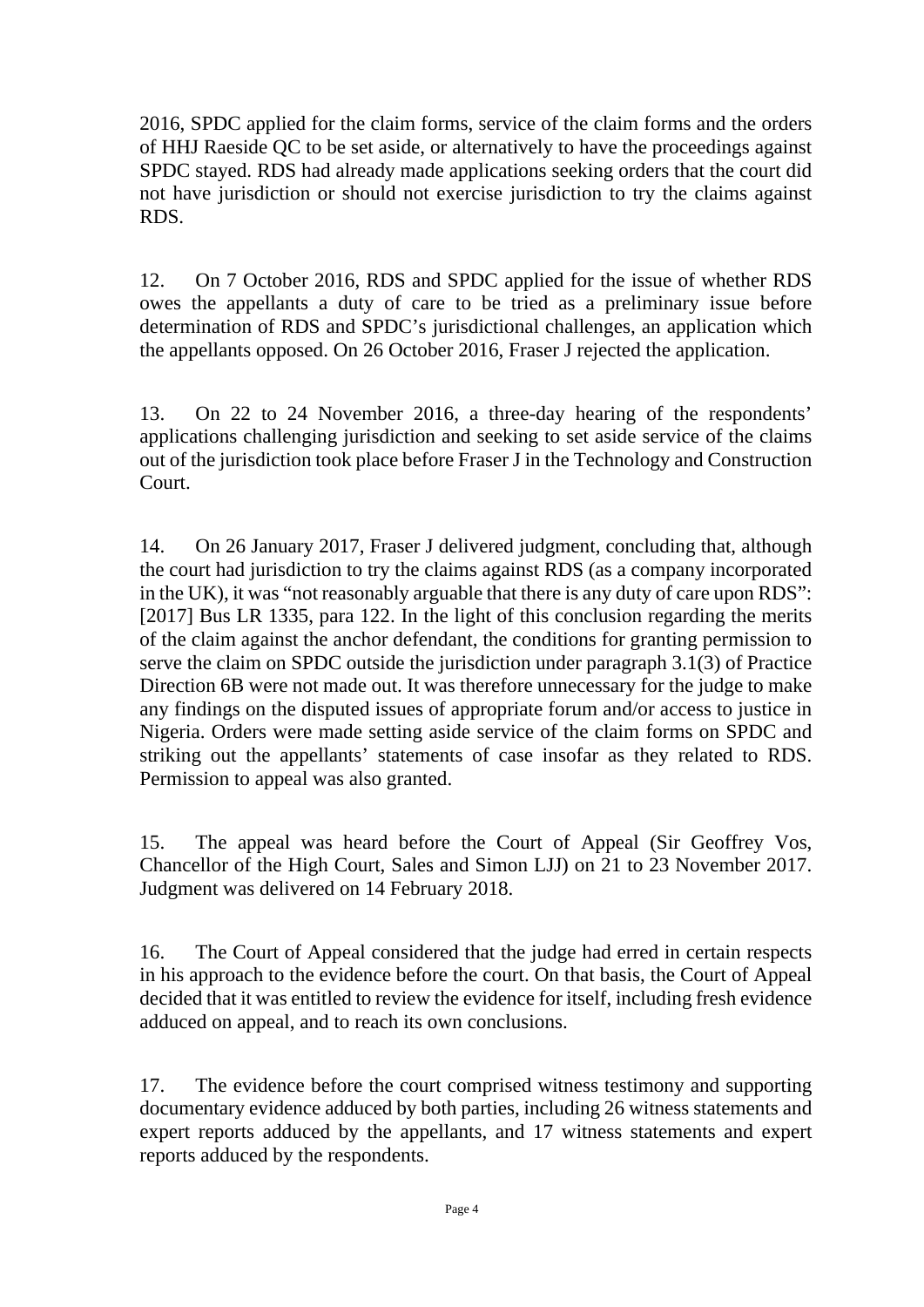2016, SPDC applied for the claim forms, service of the claim forms and the orders of HHJ Raeside QC to be set aside, or alternatively to have the proceedings against SPDC stayed. RDS had already made applications seeking orders that the court did not have jurisdiction or should not exercise jurisdiction to try the claims against RDS.

12. On 7 October 2016, RDS and SPDC applied for the issue of whether RDS owes the appellants a duty of care to be tried as a preliminary issue before determination of RDS and SPDC's jurisdictional challenges, an application which the appellants opposed. On 26 October 2016, Fraser J rejected the application.

13. On 22 to 24 November 2016, a three-day hearing of the respondents' applications challenging jurisdiction and seeking to set aside service of the claims out of the jurisdiction took place before Fraser J in the Technology and Construction Court.

14. On 26 January 2017, Fraser J delivered judgment, concluding that, although the court had jurisdiction to try the claims against RDS (as a company incorporated in the UK), it was "not reasonably arguable that there is any duty of care upon RDS": [2017] Bus LR 1335, para 122. In the light of this conclusion regarding the merits of the claim against the anchor defendant, the conditions for granting permission to serve the claim on SPDC outside the jurisdiction under paragraph 3.1(3) of Practice Direction 6B were not made out. It was therefore unnecessary for the judge to make any findings on the disputed issues of appropriate forum and/or access to justice in Nigeria. Orders were made setting aside service of the claim forms on SPDC and striking out the appellants' statements of case insofar as they related to RDS. Permission to appeal was also granted.

15. The appeal was heard before the Court of Appeal (Sir Geoffrey Vos, Chancellor of the High Court, Sales and Simon LJJ) on 21 to 23 November 2017. Judgment was delivered on 14 February 2018.

16. The Court of Appeal considered that the judge had erred in certain respects in his approach to the evidence before the court. On that basis, the Court of Appeal decided that it was entitled to review the evidence for itself, including fresh evidence adduced on appeal, and to reach its own conclusions.

17. The evidence before the court comprised witness testimony and supporting documentary evidence adduced by both parties, including 26 witness statements and expert reports adduced by the appellants, and 17 witness statements and expert reports adduced by the respondents.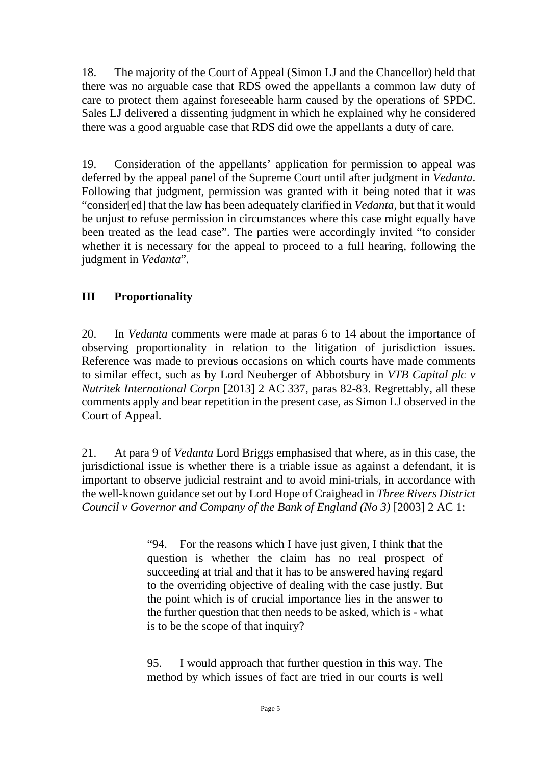18. The majority of the Court of Appeal (Simon LJ and the Chancellor) held that there was no arguable case that RDS owed the appellants a common law duty of care to protect them against foreseeable harm caused by the operations of SPDC. Sales LJ delivered a dissenting judgment in which he explained why he considered there was a good arguable case that RDS did owe the appellants a duty of care.

19. Consideration of the appellants' application for permission to appeal was deferred by the appeal panel of the Supreme Court until after judgment in *Vedanta*. Following that judgment, permission was granted with it being noted that it was "consider[ed] that the law has been adequately clarified in *Vedanta*, but that it would be unjust to refuse permission in circumstances where this case might equally have been treated as the lead case". The parties were accordingly invited "to consider whether it is necessary for the appeal to proceed to a full hearing, following the judgment in *Vedanta*".

## III Proportionality

20. In *Vedanta* comments were made at paras 6 to 14 about the importance of observing proportionality in relation to the litigation of jurisdiction issues. Reference was made to previous occasions on which courts have made comments to similar effect, such as by Lord Neuberger of Abbotsbury in *VTB Capital plc v Nutritek International Corpn* [2013] 2 AC 337, paras 82-83. Regrettably, all these comments apply and bear repetition in the present case, as Simon LJ observed in the Court of Appeal.

21. At para 9 of *Vedanta* Lord Briggs emphasised that where, as in this case, the jurisdictional issue is whether there is a triable issue as against a defendant, it is important to observe judicial restraint and to avoid mini-trials, in accordance with the well-known guidance set out by Lord Hope of Craighead in *Three Rivers District Council v Governor and Company of the Bank of England (No 3)* [2003] 2 AC 1:

> "94. For the reasons which I have just given, I think that the question is whether the claim has no real prospect of succeeding at trial and that it has to be answered having regard to the overriding objective of dealing with the case justly. But the point which is of crucial importance lies in the answer to the further question that then needs to be asked, which is - what is to be the scope of that inquiry?
>
> 95. I would approach that further question in this way. The method by which issues of fact are tried in our courts is well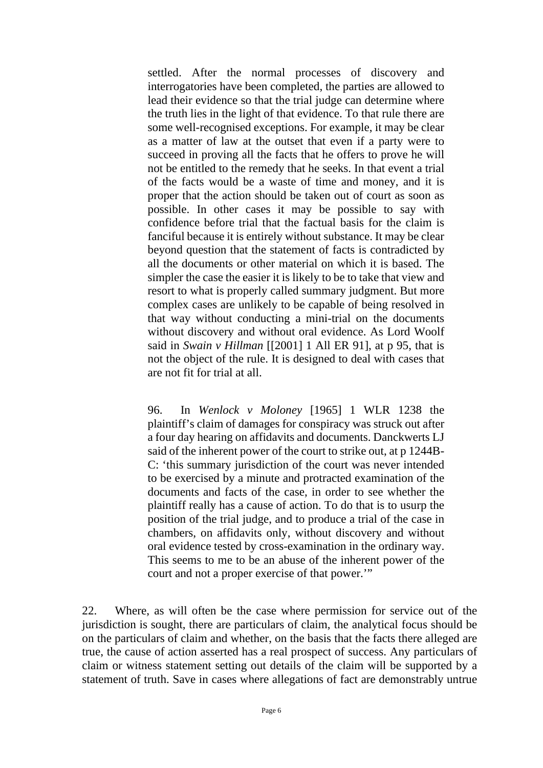> settled. After the normal processes of discovery and interrogatories have been completed, the parties are allowed to lead their evidence so that the trial judge can determine where the truth lies in the light of that evidence. To that rule there are some well-recognised exceptions. For example, it may be clear as a matter of law at the outset that even if a party were to succeed in proving all the facts that he offers to prove he will not be entitled to the remedy that he seeks. In that event a trial of the facts would be a waste of time and money, and it is proper that the action should be taken out of court as soon as possible. In other cases it may be possible to say with confidence before trial that the factual basis for the claim is fanciful because it is entirely without substance. It may be clear beyond question that the statement of facts is contradicted by all the documents or other material on which it is based. The simpler the case the easier it is likely to be to take that view and resort to what is properly called summary judgment. But more complex cases are unlikely to be capable of being resolved in that way without conducting a mini-trial on the documents without discovery and without oral evidence. As Lord Woolf said in *Swain v Hillman* [[2001] 1 All ER 91], at p 95, that is not the object of the rule. It is designed to deal with cases that are not fit for trial at all.
>
> 96. In *Wenlock v Moloney* [1965] 1 WLR 1238 the plaintiff's claim of damages for conspiracy was struck out after a four day hearing on affidavits and documents. Danckwerts LJ said of the inherent power of the court to strike out, at p 1244B-C: 'this summary jurisdiction of the court was never intended to be exercised by a minute and protracted examination of the documents and facts of the case, in order to see whether the plaintiff really has a cause of action. To do that is to usurp the position of the trial judge, and to produce a trial of the case in chambers, on affidavits only, without discovery and without oral evidence tested by cross-examination in the ordinary way. This seems to me to be an abuse of the inherent power of the court and not a proper exercise of that power.'"

22. Where, as will often be the case where permission for service out of the jurisdiction is sought, there are particulars of claim, the analytical focus should be on the particulars of claim and whether, on the basis that the facts there alleged are true, the cause of action asserted has a real prospect of success. Any particulars of claim or witness statement setting out details of the claim will be supported by a statement of truth. Save in cases where allegations of fact are demonstrably untrue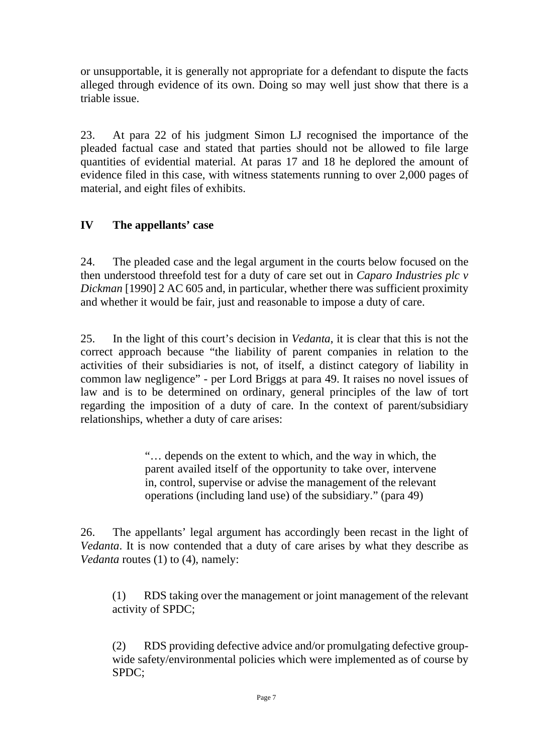or unsupportable, it is generally not appropriate for a defendant to dispute the facts alleged through evidence of its own. Doing so may well just show that there is a triable issue.

23. At para 22 of his judgment Simon LJ recognised the importance of the pleaded factual case and stated that parties should not be allowed to file large quantities of evidential material. At paras 17 and 18 he deplored the amount of evidence filed in this case, with witness statements running to over 2,000 pages of material, and eight files of exhibits.

## IV The appellants' case

24. The pleaded case and the legal argument in the courts below focused on the then understood threefold test for a duty of care set out in *Caparo Industries plc v Dickman* [1990] 2 AC 605 and, in particular, whether there was sufficient proximity and whether it would be fair, just and reasonable to impose a duty of care.

25. In the light of this court's decision in *Vedanta*, it is clear that this is not the correct approach because "the liability of parent companies in relation to the activities of their subsidiaries is not, of itself, a distinct category of liability in common law negligence" - per Lord Briggs at para 49. It raises no novel issues of law and is to be determined on ordinary, general principles of the law of tort regarding the imposition of a duty of care. In the context of parent/subsidiary relationships, whether a duty of care arises:

> "… depends on the extent to which, and the way in which, the parent availed itself of the opportunity to take over, intervene in, control, supervise or advise the management of the relevant operations (including land use) of the subsidiary." (para 49)

26. The appellants' legal argument has accordingly been recast in the light of *Vedanta*. It is now contended that a duty of care arises by what they describe as *Vedanta* routes (1) to (4), namely:

(1) RDS taking over the management or joint management of the relevant activity of SPDC;

(2) RDS providing defective advice and/or promulgating defective group-wide safety/environmental policies which were implemented as of course by SPDC;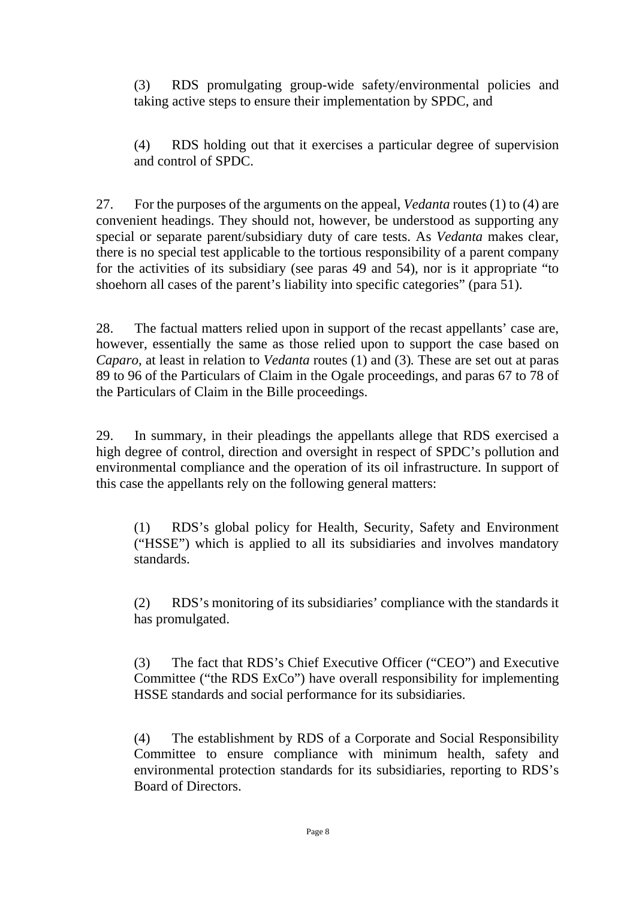(3) RDS promulgating group-wide safety/environmental policies and taking active steps to ensure their implementation by SPDC, and

(4) RDS holding out that it exercises a particular degree of supervision and control of SPDC.

27. For the purposes of the arguments on the appeal, *Vedanta* routes (1) to (4) are convenient headings. They should not, however, be understood as supporting any special or separate parent/subsidiary duty of care tests. As *Vedanta* makes clear, there is no special test applicable to the tortious responsibility of a parent company for the activities of its subsidiary (see paras 49 and 54), nor is it appropriate "to shoehorn all cases of the parent's liability into specific categories" (para 51).

28. The factual matters relied upon in support of the recast appellants' case are, however, essentially the same as those relied upon to support the case based on *Caparo*, at least in relation to *Vedanta* routes (1) and (3). These are set out at paras 89 to 96 of the Particulars of Claim in the Ogale proceedings, and paras 67 to 78 of the Particulars of Claim in the Bille proceedings.

29. In summary, in their pleadings the appellants allege that RDS exercised a high degree of control, direction and oversight in respect of SPDC's pollution and environmental compliance and the operation of its oil infrastructure. In support of this case the appellants rely on the following general matters:

(1) RDS's global policy for Health, Security, Safety and Environment ("HSSE") which is applied to all its subsidiaries and involves mandatory standards.

(2) RDS's monitoring of its subsidiaries' compliance with the standards it has promulgated.

(3) The fact that RDS's Chief Executive Officer ("CEO") and Executive Committee ("the RDS ExCo") have overall responsibility for implementing HSSE standards and social performance for its subsidiaries.

(4) The establishment by RDS of a Corporate and Social Responsibility Committee to ensure compliance with minimum health, safety and environmental protection standards for its subsidiaries, reporting to RDS's Board of Directors.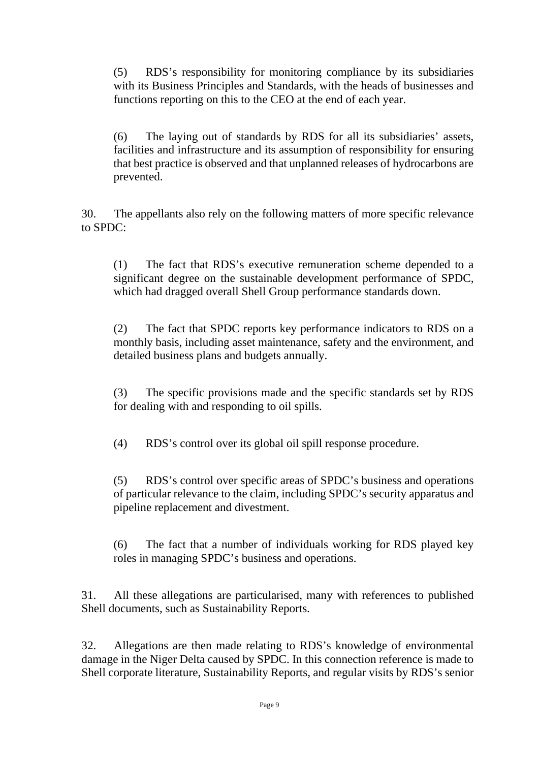(5) RDS's responsibility for monitoring compliance by its subsidiaries with its Business Principles and Standards, with the heads of businesses and functions reporting on this to the CEO at the end of each year.

(6) The laying out of standards by RDS for all its subsidiaries' assets, facilities and infrastructure and its assumption of responsibility for ensuring that best practice is observed and that unplanned releases of hydrocarbons are prevented.

30. The appellants also rely on the following matters of more specific relevance to SPDC:

(1) The fact that RDS's executive remuneration scheme depended to a significant degree on the sustainable development performance of SPDC, which had dragged overall Shell Group performance standards down.

(2) The fact that SPDC reports key performance indicators to RDS on a monthly basis, including asset maintenance, safety and the environment, and detailed business plans and budgets annually.

(3) The specific provisions made and the specific standards set by RDS for dealing with and responding to oil spills.

(4) RDS's control over its global oil spill response procedure.

(5) RDS's control over specific areas of SPDC's business and operations of particular relevance to the claim, including SPDC's security apparatus and pipeline replacement and divestment.

(6) The fact that a number of individuals working for RDS played key roles in managing SPDC's business and operations.

31. All these allegations are particularised, many with references to published Shell documents, such as Sustainability Reports.

32. Allegations are then made relating to RDS's knowledge of environmental damage in the Niger Delta caused by SPDC. In this connection reference is made to Shell corporate literature, Sustainability Reports, and regular visits by RDS's senior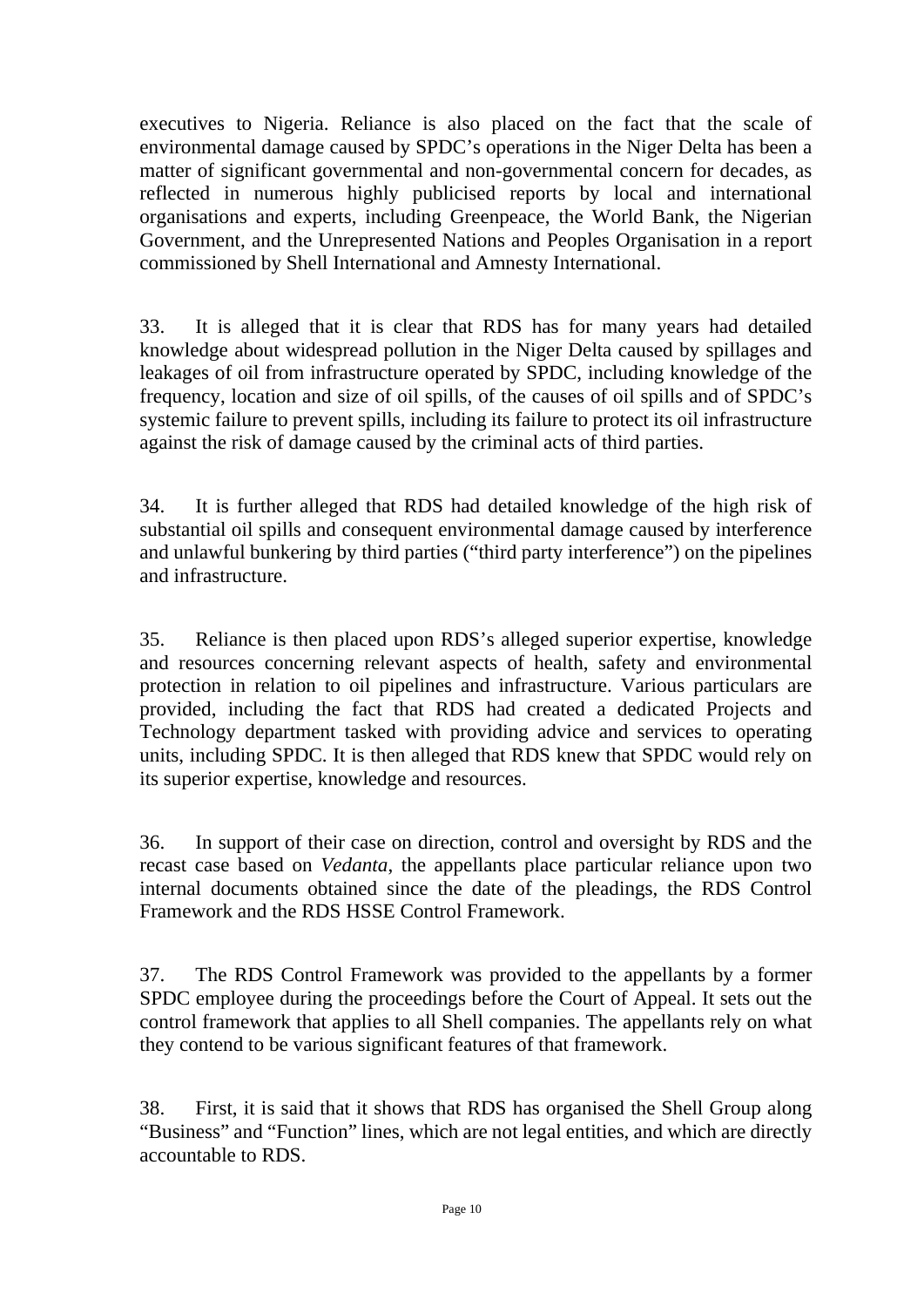executives to Nigeria. Reliance is also placed on the fact that the scale of environmental damage caused by SPDC's operations in the Niger Delta has been a matter of significant governmental and non-governmental concern for decades, as reflected in numerous highly publicised reports by local and international organisations and experts, including Greenpeace, the World Bank, the Nigerian Government, and the Unrepresented Nations and Peoples Organisation in a report commissioned by Shell International and Amnesty International.

33. It is alleged that it is clear that RDS has for many years had detailed knowledge about widespread pollution in the Niger Delta caused by spillages and leakages of oil from infrastructure operated by SPDC, including knowledge of the frequency, location and size of oil spills, of the causes of oil spills and of SPDC's systemic failure to prevent spills, including its failure to protect its oil infrastructure against the risk of damage caused by the criminal acts of third parties.

34. It is further alleged that RDS had detailed knowledge of the high risk of substantial oil spills and consequent environmental damage caused by interference and unlawful bunkering by third parties ("third party interference") on the pipelines and infrastructure.

35. Reliance is then placed upon RDS's alleged superior expertise, knowledge and resources concerning relevant aspects of health, safety and environmental protection in relation to oil pipelines and infrastructure. Various particulars are provided, including the fact that RDS had created a dedicated Projects and Technology department tasked with providing advice and services to operating units, including SPDC. It is then alleged that RDS knew that SPDC would rely on its superior expertise, knowledge and resources.

36. In support of their case on direction, control and oversight by RDS and the recast case based on *Vedanta*, the appellants place particular reliance upon two internal documents obtained since the date of the pleadings, the RDS Control Framework and the RDS HSSE Control Framework.

37. The RDS Control Framework was provided to the appellants by a former SPDC employee during the proceedings before the Court of Appeal. It sets out the control framework that applies to all Shell companies. The appellants rely on what they contend to be various significant features of that framework.

38. First, it is said that it shows that RDS has organised the Shell Group along "Business" and "Function" lines, which are not legal entities, and which are directly accountable to RDS.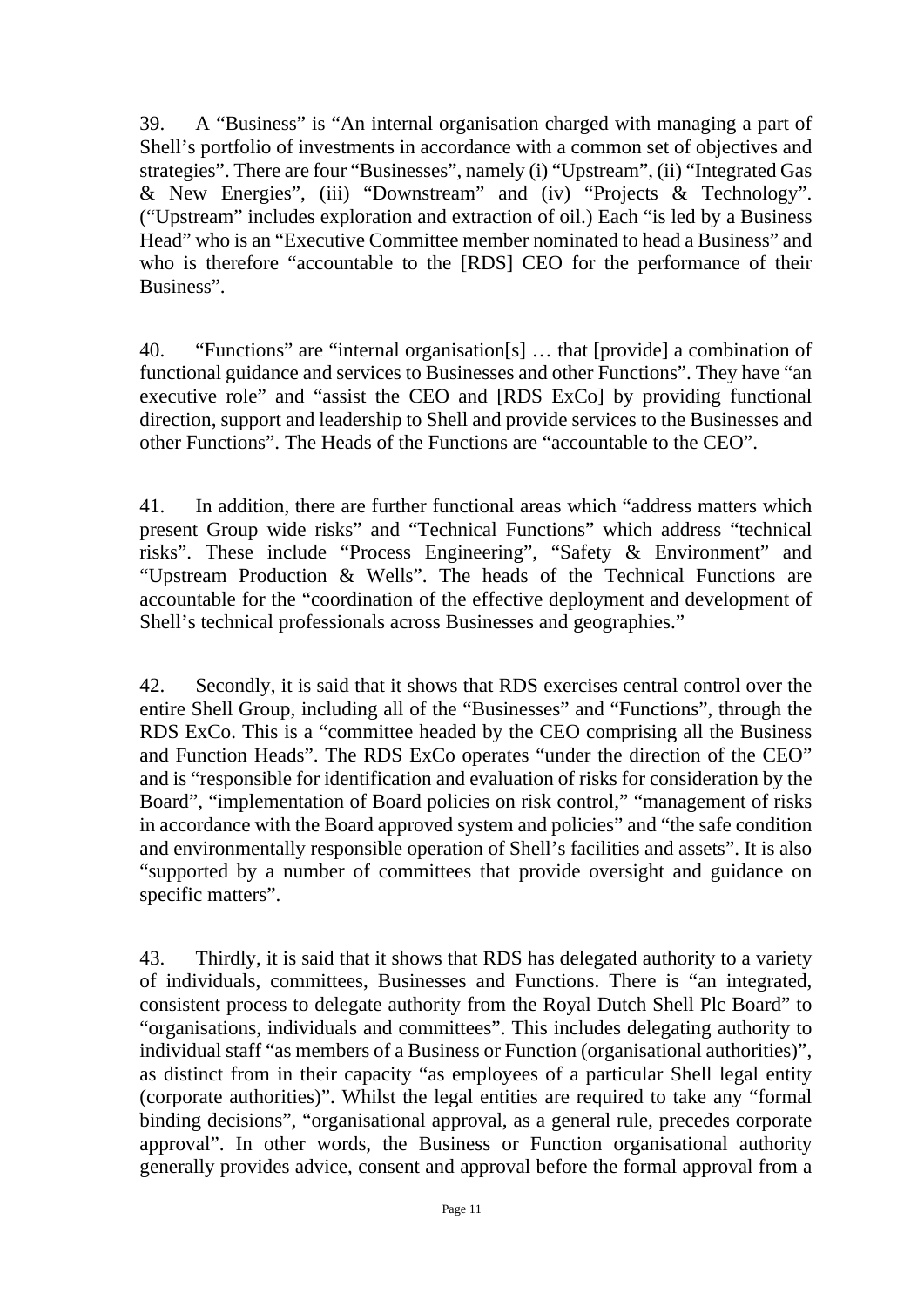39. A “Business” is “An internal organisation charged with managing a part of Shell’s portfolio of investments in accordance with a common set of objectives and strategies”. There are four “Businesses”, namely (i) “Upstream”, (ii) “Integrated Gas & New Energies”, (iii) “Downstream” and (iv) “Projects & Technology”. (“Upstream” includes exploration and extraction of oil.) Each “is led by a Business Head” who is an “Executive Committee member nominated to head a Business” and who is therefore “accountable to the [RDS] CEO for the performance of their Business”.

40. “Functions” are “internal organisation[s] … that [provide] a combination of functional guidance and services to Businesses and other Functions”. They have “an executive role” and “assist the CEO and [RDS ExCo] by providing functional direction, support and leadership to Shell and provide services to the Businesses and other Functions”. The Heads of the Functions are “accountable to the CEO”.

41. In addition, there are further functional areas which “address matters which present Group wide risks” and “Technical Functions” which address “technical risks”. These include “Process Engineering”, “Safety & Environment” and “Upstream Production & Wells”. The heads of the Technical Functions are accountable for the “coordination of the effective deployment and development of Shell’s technical professionals across Businesses and geographies.”

42. Secondly, it is said that it shows that RDS exercises central control over the entire Shell Group, including all of the “Businesses” and “Functions”, through the RDS ExCo. This is a “committee headed by the CEO comprising all the Business and Function Heads”. The RDS ExCo operates “under the direction of the CEO” and is “responsible for identification and evaluation of risks for consideration by the Board”, “implementation of Board policies on risk control,” “management of risks in accordance with the Board approved system and policies” and “the safe condition and environmentally responsible operation of Shell’s facilities and assets”. It is also “supported by a number of committees that provide oversight and guidance on specific matters”.

43. Thirdly, it is said that it shows that RDS has delegated authority to a variety of individuals, committees, Businesses and Functions. There is “an integrated, consistent process to delegate authority from the Royal Dutch Shell Plc Board” to “organisations, individuals and committees”. This includes delegating authority to individual staff “as members of a Business or Function (organisational authorities)”, as distinct from in their capacity “as employees of a particular Shell legal entity (corporate authorities)”. Whilst the legal entities are required to take any “formal binding decisions”, “organisational approval, as a general rule, precedes corporate approval”. In other words, the Business or Function organisational authority generally provides advice, consent and approval before the formal approval from a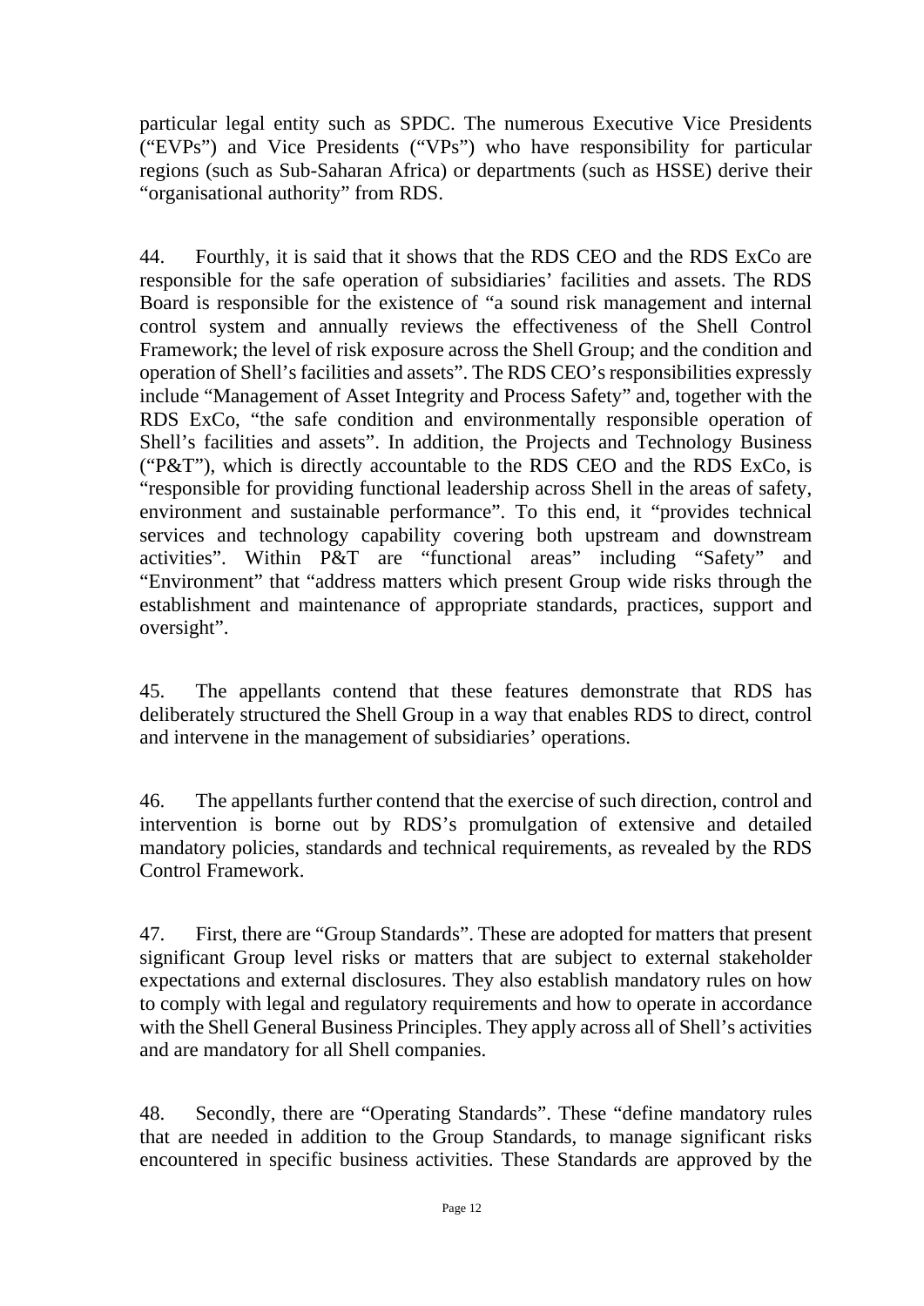particular legal entity such as SPDC. The numerous Executive Vice Presidents ("EVPs") and Vice Presidents ("VPs") who have responsibility for particular regions (such as Sub-Saharan Africa) or departments (such as HSSE) derive their "organisational authority" from RDS.

44. Fourthly, it is said that it shows that the RDS CEO and the RDS ExCo are responsible for the safe operation of subsidiaries' facilities and assets. The RDS Board is responsible for the existence of "a sound risk management and internal control system and annually reviews the effectiveness of the Shell Control Framework; the level of risk exposure across the Shell Group; and the condition and operation of Shell's facilities and assets". The RDS CEO's responsibilities expressly include "Management of Asset Integrity and Process Safety" and, together with the RDS ExCo, "the safe condition and environmentally responsible operation of Shell's facilities and assets". In addition, the Projects and Technology Business ("P&T"), which is directly accountable to the RDS CEO and the RDS ExCo, is "responsible for providing functional leadership across Shell in the areas of safety, environment and sustainable performance". To this end, it "provides technical services and technology capability covering both upstream and downstream activities". Within P&T are "functional areas" including "Safety" and "Environment" that "address matters which present Group wide risks through the establishment and maintenance of appropriate standards, practices, support and oversight".

45. The appellants contend that these features demonstrate that RDS has deliberately structured the Shell Group in a way that enables RDS to direct, control and intervene in the management of subsidiaries' operations.

46. The appellants further contend that the exercise of such direction, control and intervention is borne out by RDS's promulgation of extensive and detailed mandatory policies, standards and technical requirements, as revealed by the RDS Control Framework.

47. First, there are "Group Standards". These are adopted for matters that present significant Group level risks or matters that are subject to external stakeholder expectations and external disclosures. They also establish mandatory rules on how to comply with legal and regulatory requirements and how to operate in accordance with the Shell General Business Principles. They apply across all of Shell's activities and are mandatory for all Shell companies.

48. Secondly, there are "Operating Standards". These "define mandatory rules that are needed in addition to the Group Standards, to manage significant risks encountered in specific business activities. These Standards are approved by the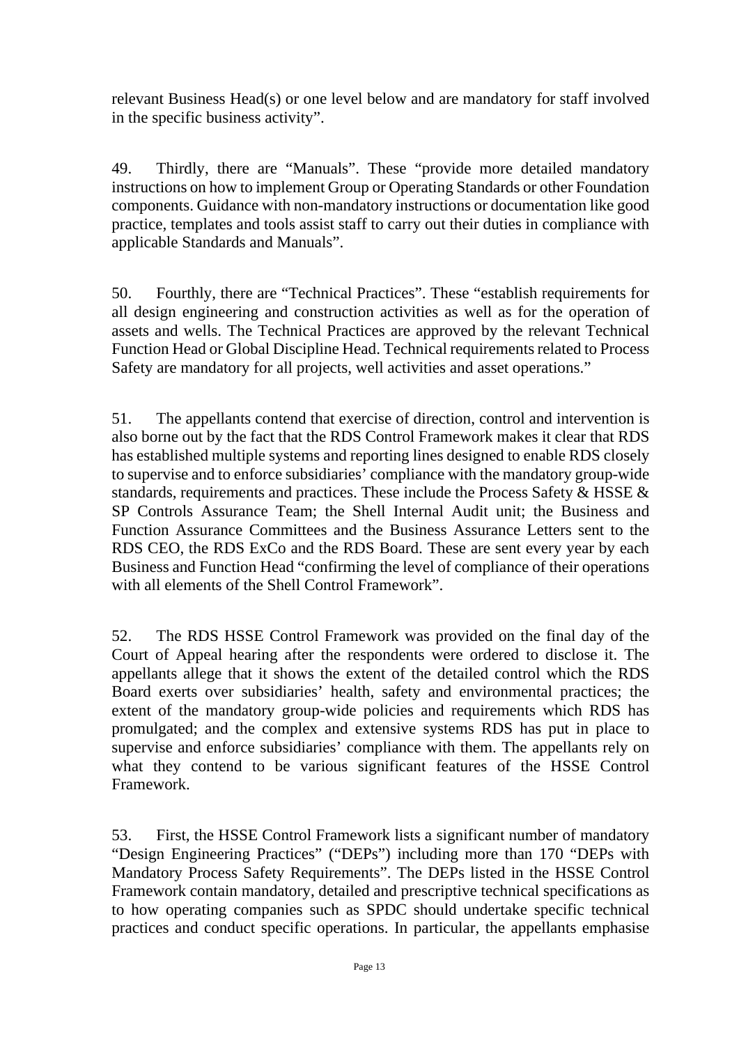relevant Business Head(s) or one level below and are mandatory for staff involved in the specific business activity".

49. Thirdly, there are "Manuals". These "provide more detailed mandatory instructions on how to implement Group or Operating Standards or other Foundation components. Guidance with non-mandatory instructions or documentation like good practice, templates and tools assist staff to carry out their duties in compliance with applicable Standards and Manuals".

50. Fourthly, there are "Technical Practices". These "establish requirements for all design engineering and construction activities as well as for the operation of assets and wells. The Technical Practices are approved by the relevant Technical Function Head or Global Discipline Head. Technical requirements related to Process Safety are mandatory for all projects, well activities and asset operations."

51. The appellants contend that exercise of direction, control and intervention is also borne out by the fact that the RDS Control Framework makes it clear that RDS has established multiple systems and reporting lines designed to enable RDS closely to supervise and to enforce subsidiaries' compliance with the mandatory group-wide standards, requirements and practices. These include the Process Safety & HSSE & SP Controls Assurance Team; the Shell Internal Audit unit; the Business and Function Assurance Committees and the Business Assurance Letters sent to the RDS CEO, the RDS ExCo and the RDS Board. These are sent every year by each Business and Function Head "confirming the level of compliance of their operations with all elements of the Shell Control Framework".

52. The RDS HSSE Control Framework was provided on the final day of the Court of Appeal hearing after the respondents were ordered to disclose it. The appellants allege that it shows the extent of the detailed control which the RDS Board exerts over subsidiaries' health, safety and environmental practices; the extent of the mandatory group-wide policies and requirements which RDS has promulgated; and the complex and extensive systems RDS has put in place to supervise and enforce subsidiaries' compliance with them. The appellants rely on what they contend to be various significant features of the HSSE Control Framework.

53. First, the HSSE Control Framework lists a significant number of mandatory "Design Engineering Practices" ("DEPs") including more than 170 "DEPs with Mandatory Process Safety Requirements". The DEPs listed in the HSSE Control Framework contain mandatory, detailed and prescriptive technical specifications as to how operating companies such as SPDC should undertake specific technical practices and conduct specific operations. In particular, the appellants emphasise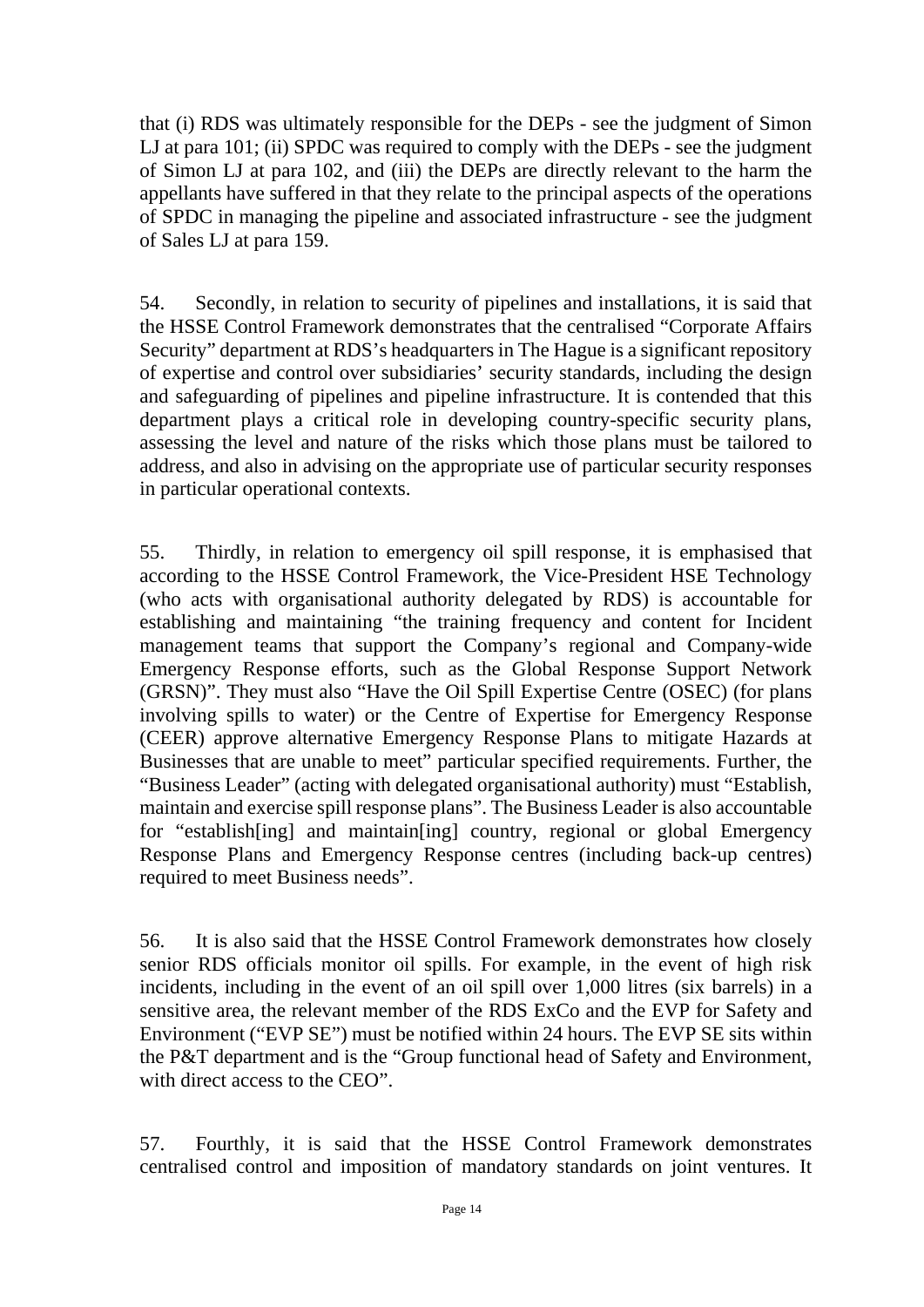that (i) RDS was ultimately responsible for the DEPs - see the judgment of Simon LJ at para 101; (ii) SPDC was required to comply with the DEPs - see the judgment of Simon LJ at para 102, and (iii) the DEPs are directly relevant to the harm the appellants have suffered in that they relate to the principal aspects of the operations of SPDC in managing the pipeline and associated infrastructure - see the judgment of Sales LJ at para 159.

54. Secondly, in relation to security of pipelines and installations, it is said that the HSSE Control Framework demonstrates that the centralised "Corporate Affairs Security" department at RDS's headquarters in The Hague is a significant repository of expertise and control over subsidiaries' security standards, including the design and safeguarding of pipelines and pipeline infrastructure. It is contended that this department plays a critical role in developing country-specific security plans, assessing the level and nature of the risks which those plans must be tailored to address, and also in advising on the appropriate use of particular security responses in particular operational contexts.

55. Thirdly, in relation to emergency oil spill response, it is emphasised that according to the HSSE Control Framework, the Vice-President HSE Technology (who acts with organisational authority delegated by RDS) is accountable for establishing and maintaining "the training frequency and content for Incident management teams that support the Company's regional and Company-wide Emergency Response efforts, such as the Global Response Support Network (GRSN)". They must also "Have the Oil Spill Expertise Centre (OSEC) (for plans involving spills to water) or the Centre of Expertise for Emergency Response (CEER) approve alternative Emergency Response Plans to mitigate Hazards at Businesses that are unable to meet" particular specified requirements. Further, the "Business Leader" (acting with delegated organisational authority) must "Establish, maintain and exercise spill response plans". The Business Leader is also accountable for "establish[ing] and maintain[ing] country, regional or global Emergency Response Plans and Emergency Response centres (including back-up centres) required to meet Business needs".

56. It is also said that the HSSE Control Framework demonstrates how closely senior RDS officials monitor oil spills. For example, in the event of high risk incidents, including in the event of an oil spill over 1,000 litres (six barrels) in a sensitive area, the relevant member of the RDS ExCo and the EVP for Safety and Environment ("EVP SE") must be notified within 24 hours. The EVP SE sits within the P&T department and is the "Group functional head of Safety and Environment, with direct access to the CEO".

57. Fourthly, it is said that the HSSE Control Framework demonstrates centralised control and imposition of mandatory standards on joint ventures. It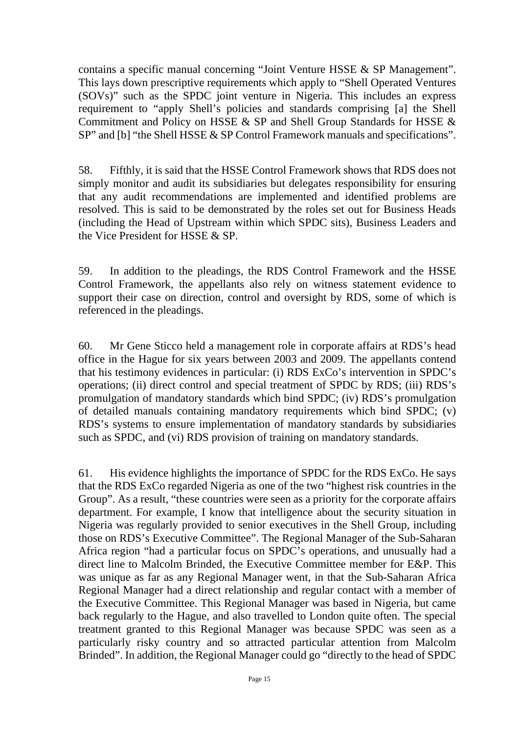contains a specific manual concerning "Joint Venture HSSE & SP Management". This lays down prescriptive requirements which apply to "Shell Operated Ventures (SOVs)" such as the SPDC joint venture in Nigeria. This includes an express requirement to "apply Shell's policies and standards comprising [a] the Shell Commitment and Policy on HSSE & SP and Shell Group Standards for HSSE & SP" and [b] "the Shell HSSE & SP Control Framework manuals and specifications".

58. Fifthly, it is said that the HSSE Control Framework shows that RDS does not simply monitor and audit its subsidiaries but delegates responsibility for ensuring that any audit recommendations are implemented and identified problems are resolved. This is said to be demonstrated by the roles set out for Business Heads (including the Head of Upstream within which SPDC sits), Business Leaders and the Vice President for HSSE & SP.

59. In addition to the pleadings, the RDS Control Framework and the HSSE Control Framework, the appellants also rely on witness statement evidence to support their case on direction, control and oversight by RDS, some of which is referenced in the pleadings.

60. Mr Gene Sticco held a management role in corporate affairs at RDS's head office in the Hague for six years between 2003 and 2009. The appellants contend that his testimony evidences in particular: (i) RDS ExCo's intervention in SPDC's operations; (ii) direct control and special treatment of SPDC by RDS; (iii) RDS's promulgation of mandatory standards which bind SPDC; (iv) RDS's promulgation of detailed manuals containing mandatory requirements which bind SPDC; (v) RDS's systems to ensure implementation of mandatory standards by subsidiaries such as SPDC, and (vi) RDS provision of training on mandatory standards.

61. His evidence highlights the importance of SPDC for the RDS ExCo. He says that the RDS ExCo regarded Nigeria as one of the two "highest risk countries in the Group". As a result, "these countries were seen as a priority for the corporate affairs department. For example, I know that intelligence about the security situation in Nigeria was regularly provided to senior executives in the Shell Group, including those on RDS's Executive Committee". The Regional Manager of the Sub-Saharan Africa region "had a particular focus on SPDC's operations, and unusually had a direct line to Malcolm Brinded, the Executive Committee member for E&P. This was unique as far as any Regional Manager went, in that the Sub-Saharan Africa Regional Manager had a direct relationship and regular contact with a member of the Executive Committee. This Regional Manager was based in Nigeria, but came back regularly to the Hague, and also travelled to London quite often. The special treatment granted to this Regional Manager was because SPDC was seen as a particularly risky country and so attracted particular attention from Malcolm Brinded". In addition, the Regional Manager could go "directly to the head of SPDC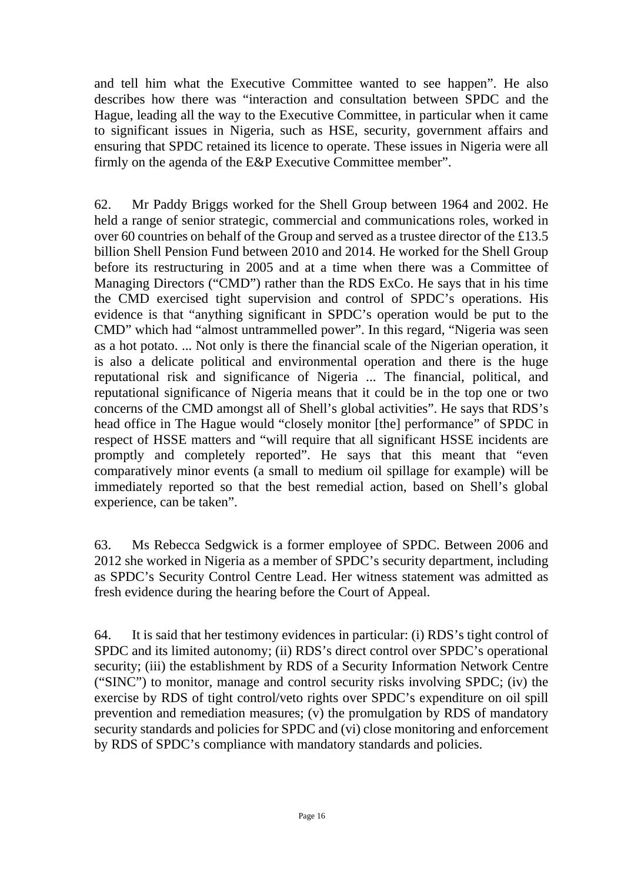and tell him what the Executive Committee wanted to see happen". He also describes how there was "interaction and consultation between SPDC and the Hague, leading all the way to the Executive Committee, in particular when it came to significant issues in Nigeria, such as HSE, security, government affairs and ensuring that SPDC retained its licence to operate. These issues in Nigeria were all firmly on the agenda of the E&P Executive Committee member".

62. Mr Paddy Briggs worked for the Shell Group between 1964 and 2002. He held a range of senior strategic, commercial and communications roles, worked in over 60 countries on behalf of the Group and served as a trustee director of the £13.5 billion Shell Pension Fund between 2010 and 2014. He worked for the Shell Group before its restructuring in 2005 and at a time when there was a Committee of Managing Directors ("CMD") rather than the RDS ExCo. He says that in his time the CMD exercised tight supervision and control of SPDC's operations. His evidence is that "anything significant in SPDC's operation would be put to the CMD" which had "almost untrammelled power". In this regard, "Nigeria was seen as a hot potato. ... Not only is there the financial scale of the Nigerian operation, it is also a delicate political and environmental operation and there is the huge reputational risk and significance of Nigeria ... The financial, political, and reputational significance of Nigeria means that it could be in the top one or two concerns of the CMD amongst all of Shell's global activities". He says that RDS's head office in The Hague would "closely monitor [the] performance" of SPDC in respect of HSSE matters and "will require that all significant HSSE incidents are promptly and completely reported". He says that this meant that "even comparatively minor events (a small to medium oil spillage for example) will be immediately reported so that the best remedial action, based on Shell's global experience, can be taken".

63. Ms Rebecca Sedgwick is a former employee of SPDC. Between 2006 and 2012 she worked in Nigeria as a member of SPDC's security department, including as SPDC's Security Control Centre Lead. Her witness statement was admitted as fresh evidence during the hearing before the Court of Appeal.

64. It is said that her testimony evidences in particular: (i) RDS's tight control of SPDC and its limited autonomy; (ii) RDS's direct control over SPDC's operational security; (iii) the establishment by RDS of a Security Information Network Centre ("SINC") to monitor, manage and control security risks involving SPDC; (iv) the exercise by RDS of tight control/veto rights over SPDC's expenditure on oil spill prevention and remediation measures; (v) the promulgation by RDS of mandatory security standards and policies for SPDC and (vi) close monitoring and enforcement by RDS of SPDC's compliance with mandatory standards and policies.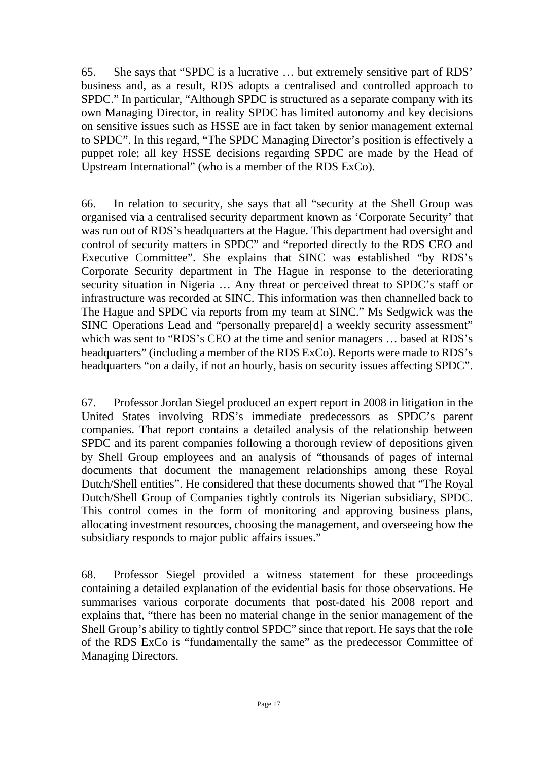65. She says that "SPDC is a lucrative … but extremely sensitive part of RDS' business and, as a result, RDS adopts a centralised and controlled approach to SPDC." In particular, "Although SPDC is structured as a separate company with its own Managing Director, in reality SPDC has limited autonomy and key decisions on sensitive issues such as HSSE are in fact taken by senior management external to SPDC". In this regard, "The SPDC Managing Director's position is effectively a puppet role; all key HSSE decisions regarding SPDC are made by the Head of Upstream International" (who is a member of the RDS ExCo).

66. In relation to security, she says that all "security at the Shell Group was organised via a centralised security department known as 'Corporate Security' that was run out of RDS's headquarters at the Hague. This department had oversight and control of security matters in SPDC" and "reported directly to the RDS CEO and Executive Committee". She explains that SINC was established "by RDS's Corporate Security department in The Hague in response to the deteriorating security situation in Nigeria … Any threat or perceived threat to SPDC's staff or infrastructure was recorded at SINC. This information was then channelled back to The Hague and SPDC via reports from my team at SINC." Ms Sedgwick was the SINC Operations Lead and "personally prepare[d] a weekly security assessment" which was sent to "RDS's CEO at the time and senior managers … based at RDS's headquarters" (including a member of the RDS ExCo). Reports were made to RDS's headquarters "on a daily, if not an hourly, basis on security issues affecting SPDC".

67. Professor Jordan Siegel produced an expert report in 2008 in litigation in the United States involving RDS's immediate predecessors as SPDC's parent companies. That report contains a detailed analysis of the relationship between SPDC and its parent companies following a thorough review of depositions given by Shell Group employees and an analysis of "thousands of pages of internal documents that document the management relationships among these Royal Dutch/Shell entities". He considered that these documents showed that "The Royal Dutch/Shell Group of Companies tightly controls its Nigerian subsidiary, SPDC. This control comes in the form of monitoring and approving business plans, allocating investment resources, choosing the management, and overseeing how the subsidiary responds to major public affairs issues."

68. Professor Siegel provided a witness statement for these proceedings containing a detailed explanation of the evidential basis for those observations. He summarises various corporate documents that post-dated his 2008 report and explains that, "there has been no material change in the senior management of the Shell Group's ability to tightly control SPDC" since that report. He says that the role of the RDS ExCo is "fundamentally the same" as the predecessor Committee of Managing Directors.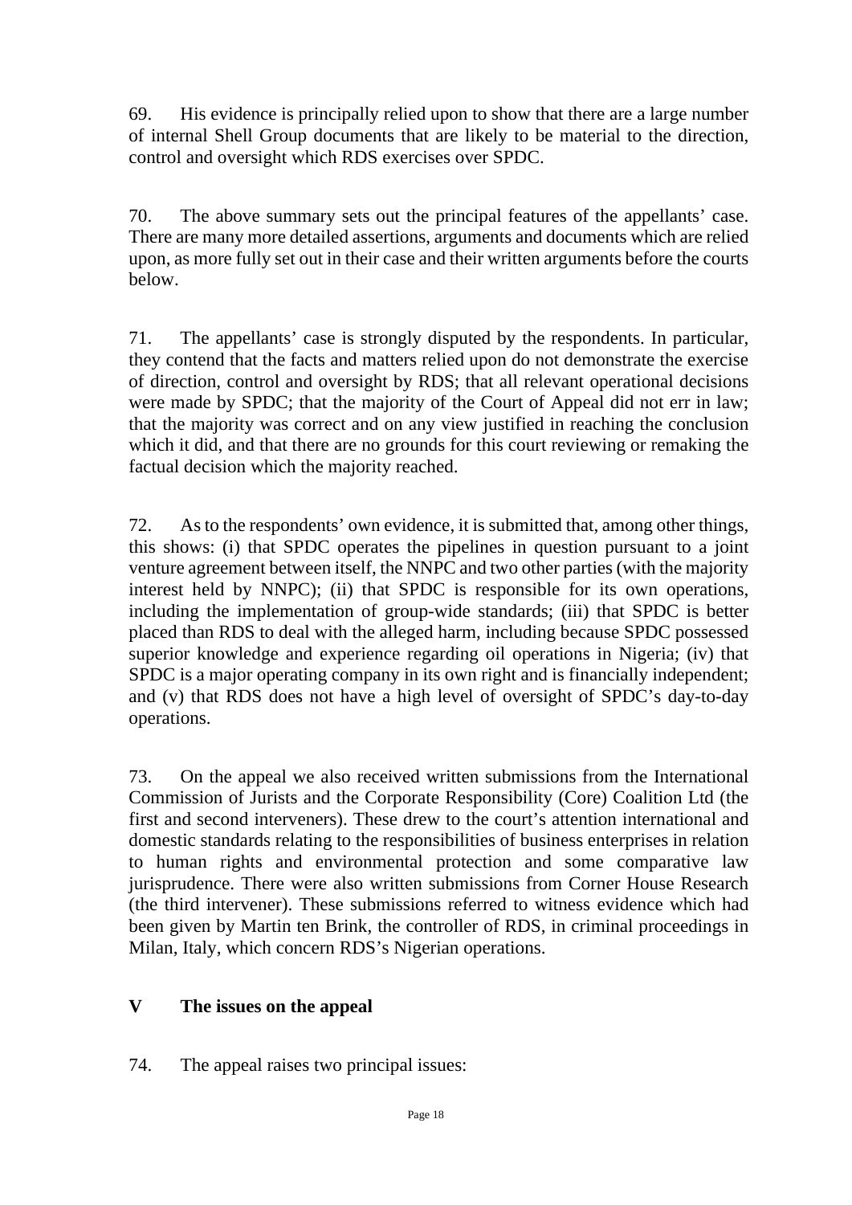69. His evidence is principally relied upon to show that there are a large number of internal Shell Group documents that are likely to be material to the direction, control and oversight which RDS exercises over SPDC.

70. The above summary sets out the principal features of the appellants' case. There are many more detailed assertions, arguments and documents which are relied upon, as more fully set out in their case and their written arguments before the courts below.

71. The appellants' case is strongly disputed by the respondents. In particular, they contend that the facts and matters relied upon do not demonstrate the exercise of direction, control and oversight by RDS; that all relevant operational decisions were made by SPDC; that the majority of the Court of Appeal did not err in law; that the majority was correct and on any view justified in reaching the conclusion which it did, and that there are no grounds for this court reviewing or remaking the factual decision which the majority reached.

72. As to the respondents' own evidence, it is submitted that, among other things, this shows: (i) that SPDC operates the pipelines in question pursuant to a joint venture agreement between itself, the NNPC and two other parties (with the majority interest held by NNPC); (ii) that SPDC is responsible for its own operations, including the implementation of group-wide standards; (iii) that SPDC is better placed than RDS to deal with the alleged harm, including because SPDC possessed superior knowledge and experience regarding oil operations in Nigeria; (iv) that SPDC is a major operating company in its own right and is financially independent; and (v) that RDS does not have a high level of oversight of SPDC's day-to-day operations.

73. On the appeal we also received written submissions from the International Commission of Jurists and the Corporate Responsibility (Core) Coalition Ltd (the first and second interveners). These drew to the court's attention international and domestic standards relating to the responsibilities of business enterprises in relation to human rights and environmental protection and some comparative law jurisprudence. There were also written submissions from Corner House Research (the third intervener). These submissions referred to witness evidence which had been given by Martin ten Brink, the controller of RDS, in criminal proceedings in Milan, Italy, which concern RDS's Nigerian operations.

## V The issues on the appeal

74. The appeal raises two principal issues: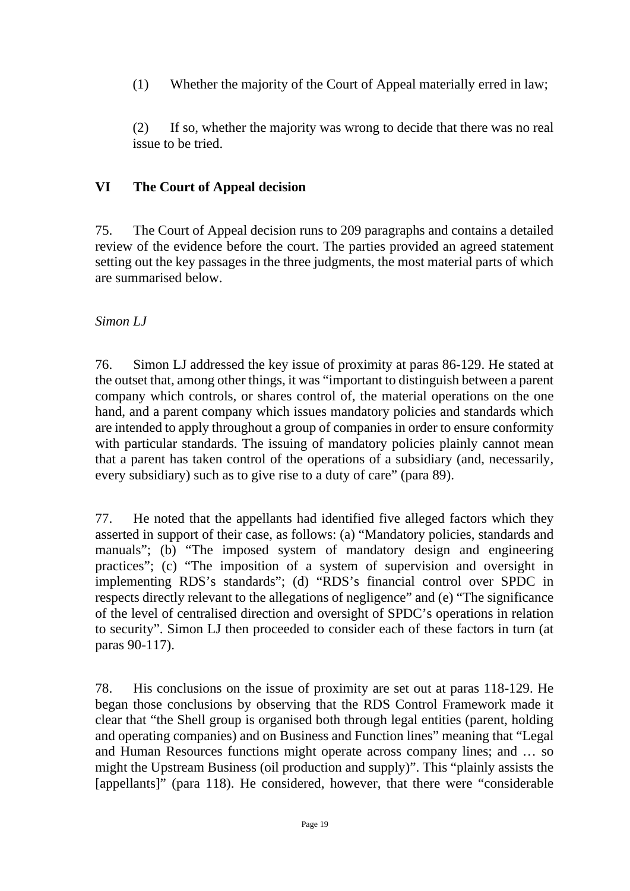(1) Whether the majority of the Court of Appeal materially erred in law;

(2) If so, whether the majority was wrong to decide that there was no real issue to be tried.

## VI The Court of Appeal decision

75. The Court of Appeal decision runs to 209 paragraphs and contains a detailed review of the evidence before the court. The parties provided an agreed statement setting out the key passages in the three judgments, the most material parts of which are summarised below.

*Simon LJ*

76. Simon LJ addressed the key issue of proximity at paras 86-129. He stated at the outset that, among other things, it was "important to distinguish between a parent company which controls, or shares control of, the material operations on the one hand, and a parent company which issues mandatory policies and standards which are intended to apply throughout a group of companies in order to ensure conformity with particular standards. The issuing of mandatory policies plainly cannot mean that a parent has taken control of the operations of a subsidiary (and, necessarily, every subsidiary) such as to give rise to a duty of care" (para 89).

77. He noted that the appellants had identified five alleged factors which they asserted in support of their case, as follows: (a) "Mandatory policies, standards and manuals"; (b) "The imposed system of mandatory design and engineering practices"; (c) "The imposition of a system of supervision and oversight in implementing RDS's standards"; (d) "RDS's financial control over SPDC in respects directly relevant to the allegations of negligence" and (e) "The significance of the level of centralised direction and oversight of SPDC's operations in relation to security". Simon LJ then proceeded to consider each of these factors in turn (at paras 90-117).

78. His conclusions on the issue of proximity are set out at paras 118-129. He began those conclusions by observing that the RDS Control Framework made it clear that "the Shell group is organised both through legal entities (parent, holding and operating companies) and on Business and Function lines" meaning that "Legal and Human Resources functions might operate across company lines; and … so might the Upstream Business (oil production and supply)". This "plainly assists the [appellants]" (para 118). He considered, however, that there were "considerable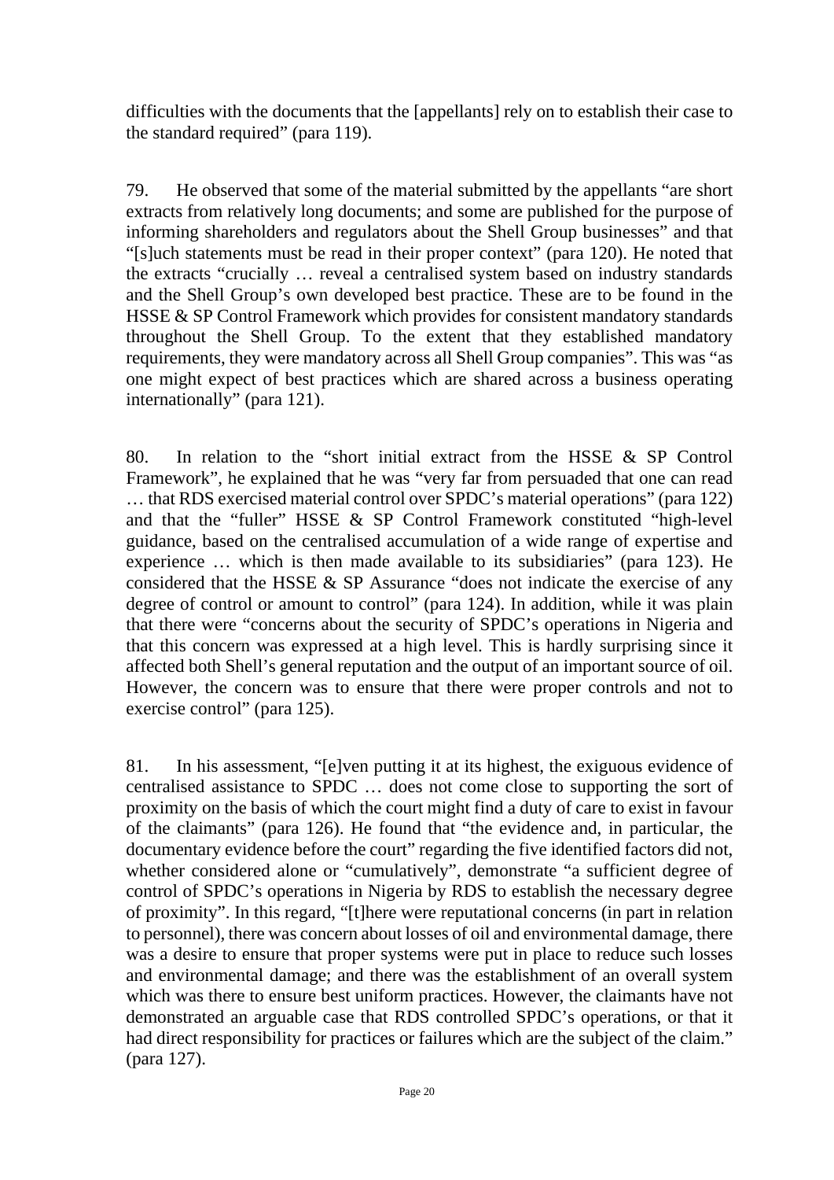difficulties with the documents that the [appellants] rely on to establish their case to the standard required" (para 119).

79. He observed that some of the material submitted by the appellants "are short extracts from relatively long documents; and some are published for the purpose of informing shareholders and regulators about the Shell Group businesses" and that "[s]uch statements must be read in their proper context" (para 120). He noted that the extracts "crucially … reveal a centralised system based on industry standards and the Shell Group's own developed best practice. These are to be found in the HSSE & SP Control Framework which provides for consistent mandatory standards throughout the Shell Group. To the extent that they established mandatory requirements, they were mandatory across all Shell Group companies". This was "as one might expect of best practices which are shared across a business operating internationally" (para 121).

80. In relation to the "short initial extract from the HSSE & SP Control Framework", he explained that he was "very far from persuaded that one can read … that RDS exercised material control over SPDC's material operations" (para 122) and that the "fuller" HSSE & SP Control Framework constituted "high-level guidance, based on the centralised accumulation of a wide range of expertise and experience … which is then made available to its subsidiaries" (para 123). He considered that the HSSE & SP Assurance "does not indicate the exercise of any degree of control or amount to control" (para 124). In addition, while it was plain that there were "concerns about the security of SPDC's operations in Nigeria and that this concern was expressed at a high level. This is hardly surprising since it affected both Shell's general reputation and the output of an important source of oil. However, the concern was to ensure that there were proper controls and not to exercise control" (para 125).

81. In his assessment, "[e]ven putting it at its highest, the exiguous evidence of centralised assistance to SPDC … does not come close to supporting the sort of proximity on the basis of which the court might find a duty of care to exist in favour of the claimants" (para 126). He found that "the evidence and, in particular, the documentary evidence before the court" regarding the five identified factors did not, whether considered alone or "cumulatively", demonstrate "a sufficient degree of control of SPDC's operations in Nigeria by RDS to establish the necessary degree of proximity". In this regard, "[t]here were reputational concerns (in part in relation to personnel), there was concern about losses of oil and environmental damage, there was a desire to ensure that proper systems were put in place to reduce such losses and environmental damage; and there was the establishment of an overall system which was there to ensure best uniform practices. However, the claimants have not demonstrated an arguable case that RDS controlled SPDC's operations, or that it had direct responsibility for practices or failures which are the subject of the claim." (para 127).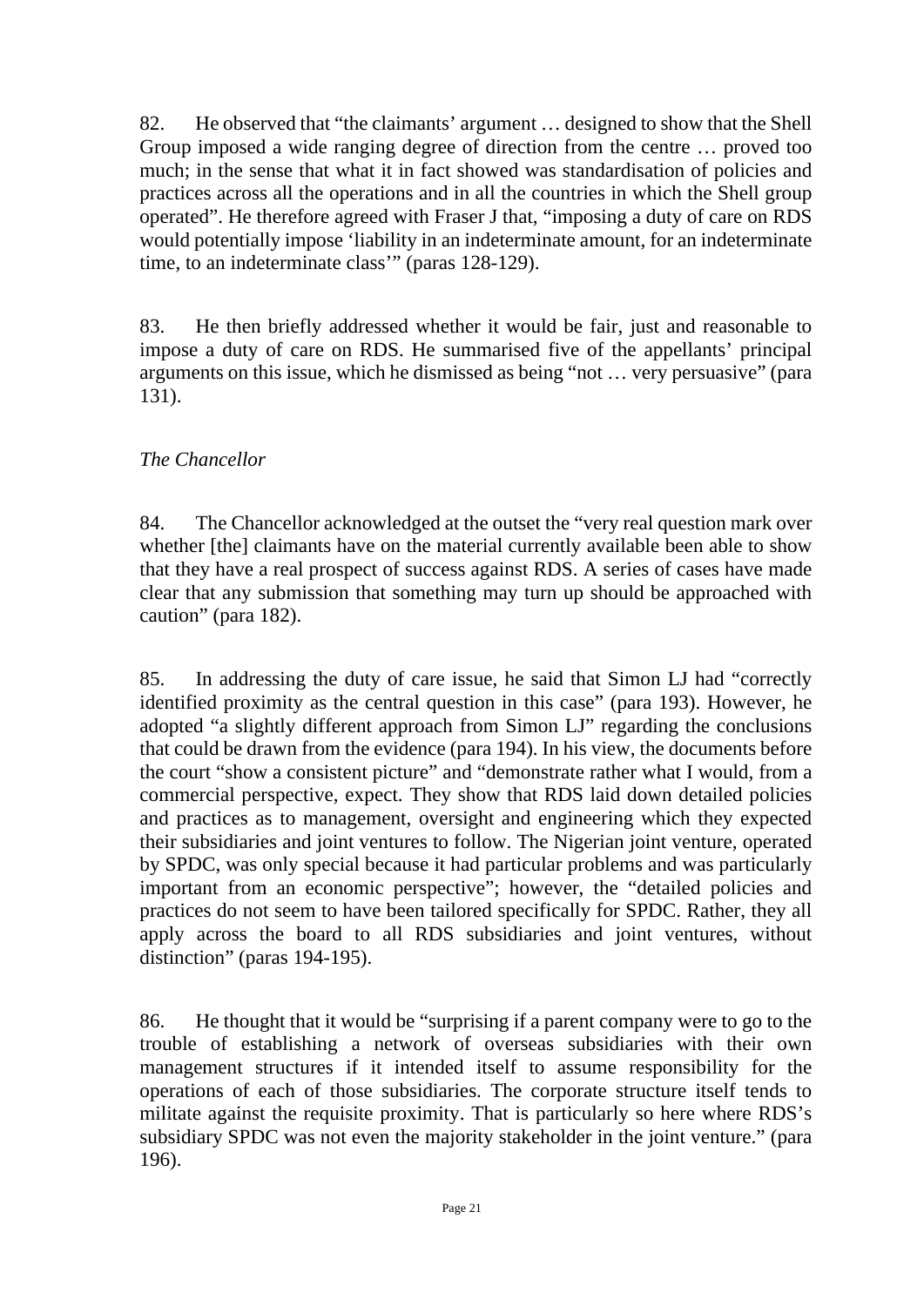82. He observed that "the claimants' argument … designed to show that the Shell Group imposed a wide ranging degree of direction from the centre … proved too much; in the sense that what it in fact showed was standardisation of policies and practices across all the operations and in all the countries in which the Shell group operated". He therefore agreed with Fraser J that, "imposing a duty of care on RDS would potentially impose 'liability in an indeterminate amount, for an indeterminate time, to an indeterminate class'" (paras 128-129).

83. He then briefly addressed whether it would be fair, just and reasonable to impose a duty of care on RDS. He summarised five of the appellants' principal arguments on this issue, which he dismissed as being "not … very persuasive" (para 131).

*The Chancellor*

84. The Chancellor acknowledged at the outset the "very real question mark over whether [the] claimants have on the material currently available been able to show that they have a real prospect of success against RDS. A series of cases have made clear that any submission that something may turn up should be approached with caution" (para 182).

85. In addressing the duty of care issue, he said that Simon LJ had "correctly identified proximity as the central question in this case" (para 193). However, he adopted "a slightly different approach from Simon LJ" regarding the conclusions that could be drawn from the evidence (para 194). In his view, the documents before the court "show a consistent picture" and "demonstrate rather what I would, from a commercial perspective, expect. They show that RDS laid down detailed policies and practices as to management, oversight and engineering which they expected their subsidiaries and joint ventures to follow. The Nigerian joint venture, operated by SPDC, was only special because it had particular problems and was particularly important from an economic perspective"; however, the "detailed policies and practices do not seem to have been tailored specifically for SPDC. Rather, they all apply across the board to all RDS subsidiaries and joint ventures, without distinction" (paras 194-195).

86. He thought that it would be "surprising if a parent company were to go to the trouble of establishing a network of overseas subsidiaries with their own management structures if it intended itself to assume responsibility for the operations of each of those subsidiaries. The corporate structure itself tends to militate against the requisite proximity. That is particularly so here where RDS's subsidiary SPDC was not even the majority stakeholder in the joint venture." (para 196).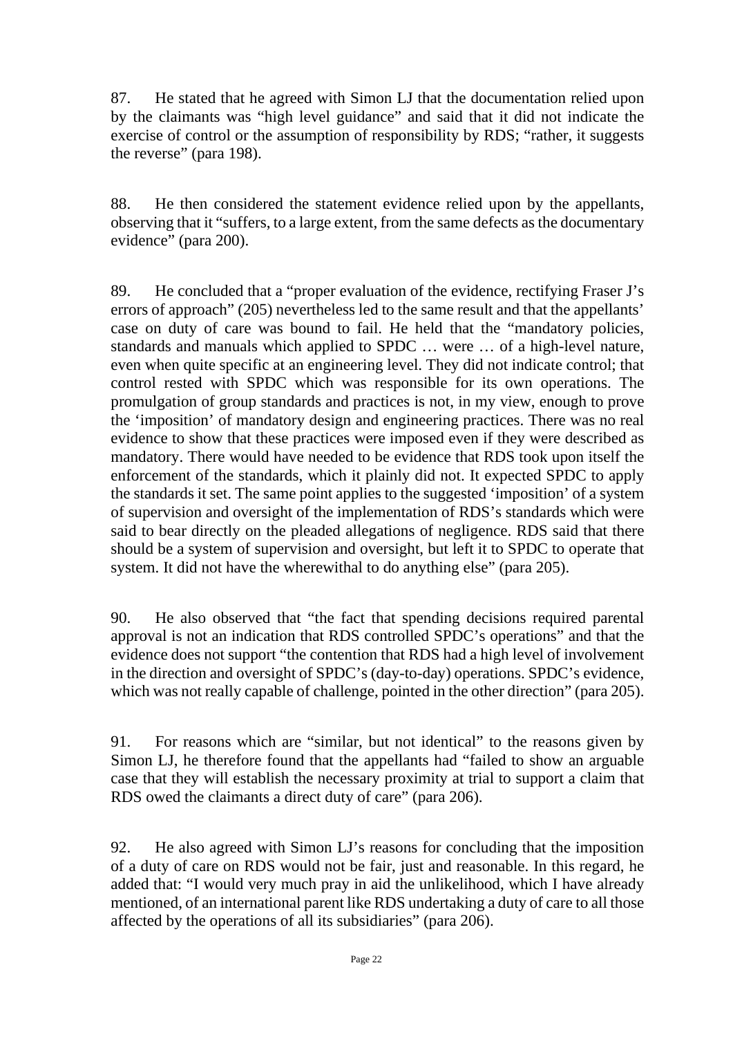87. He stated that he agreed with Simon LJ that the documentation relied upon by the claimants was "high level guidance" and said that it did not indicate the exercise of control or the assumption of responsibility by RDS; "rather, it suggests the reverse" (para 198).

88. He then considered the statement evidence relied upon by the appellants, observing that it "suffers, to a large extent, from the same defects as the documentary evidence" (para 200).

89. He concluded that a "proper evaluation of the evidence, rectifying Fraser J's errors of approach" (205) nevertheless led to the same result and that the appellants' case on duty of care was bound to fail. He held that the "mandatory policies, standards and manuals which applied to SPDC … were … of a high-level nature, even when quite specific at an engineering level. They did not indicate control; that control rested with SPDC which was responsible for its own operations. The promulgation of group standards and practices is not, in my view, enough to prove the 'imposition' of mandatory design and engineering practices. There was no real evidence to show that these practices were imposed even if they were described as mandatory. There would have needed to be evidence that RDS took upon itself the enforcement of the standards, which it plainly did not. It expected SPDC to apply the standards it set. The same point applies to the suggested 'imposition' of a system of supervision and oversight of the implementation of RDS's standards which were said to bear directly on the pleaded allegations of negligence. RDS said that there should be a system of supervision and oversight, but left it to SPDC to operate that system. It did not have the wherewithal to do anything else" (para 205).

90. He also observed that "the fact that spending decisions required parental approval is not an indication that RDS controlled SPDC's operations" and that the evidence does not support "the contention that RDS had a high level of involvement in the direction and oversight of SPDC's (day-to-day) operations. SPDC's evidence, which was not really capable of challenge, pointed in the other direction" (para 205).

91. For reasons which are "similar, but not identical" to the reasons given by Simon LJ, he therefore found that the appellants had "failed to show an arguable case that they will establish the necessary proximity at trial to support a claim that RDS owed the claimants a direct duty of care" (para 206).

92. He also agreed with Simon LJ's reasons for concluding that the imposition of a duty of care on RDS would not be fair, just and reasonable. In this regard, he added that: "I would very much pray in aid the unlikelihood, which I have already mentioned, of an international parent like RDS undertaking a duty of care to all those affected by the operations of all its subsidiaries" (para 206).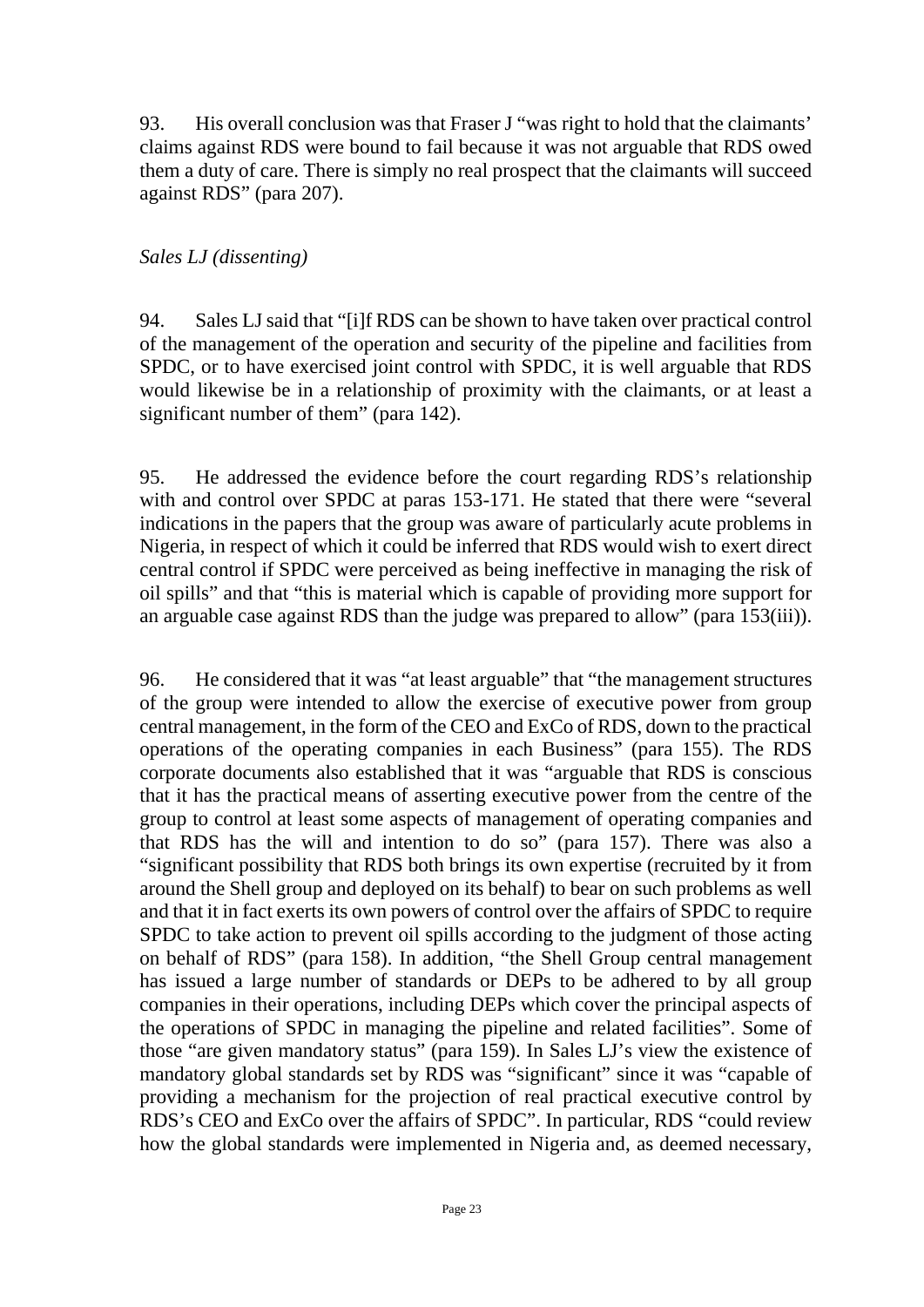93. His overall conclusion was that Fraser J "was right to hold that the claimants' claims against RDS were bound to fail because it was not arguable that RDS owed them a duty of care. There is simply no real prospect that the claimants will succeed against RDS" (para 207).

*Sales LJ (dissenting)*

94. Sales LJ said that "[i]f RDS can be shown to have taken over practical control of the management of the operation and security of the pipeline and facilities from SPDC, or to have exercised joint control with SPDC, it is well arguable that RDS would likewise be in a relationship of proximity with the claimants, or at least a significant number of them" (para 142).

95. He addressed the evidence before the court regarding RDS's relationship with and control over SPDC at paras 153-171. He stated that there were "several indications in the papers that the group was aware of particularly acute problems in Nigeria, in respect of which it could be inferred that RDS would wish to exert direct central control if SPDC were perceived as being ineffective in managing the risk of oil spills" and that "this is material which is capable of providing more support for an arguable case against RDS than the judge was prepared to allow" (para 153(iii)).

96. He considered that it was "at least arguable" that "the management structures of the group were intended to allow the exercise of executive power from group central management, in the form of the CEO and ExCo of RDS, down to the practical operations of the operating companies in each Business" (para 155). The RDS corporate documents also established that it was "arguable that RDS is conscious that it has the practical means of asserting executive power from the centre of the group to control at least some aspects of management of operating companies and that RDS has the will and intention to do so" (para 157). There was also a "significant possibility that RDS both brings its own expertise (recruited by it from around the Shell group and deployed on its behalf) to bear on such problems as well and that it in fact exerts its own powers of control over the affairs of SPDC to require SPDC to take action to prevent oil spills according to the judgment of those acting on behalf of RDS" (para 158). In addition, "the Shell Group central management has issued a large number of standards or DEPs to be adhered to by all group companies in their operations, including DEPs which cover the principal aspects of the operations of SPDC in managing the pipeline and related facilities". Some of those "are given mandatory status" (para 159). In Sales LJ's view the existence of mandatory global standards set by RDS was "significant" since it was "capable of providing a mechanism for the projection of real practical executive control by RDS's CEO and ExCo over the affairs of SPDC". In particular, RDS "could review how the global standards were implemented in Nigeria and, as deemed necessary,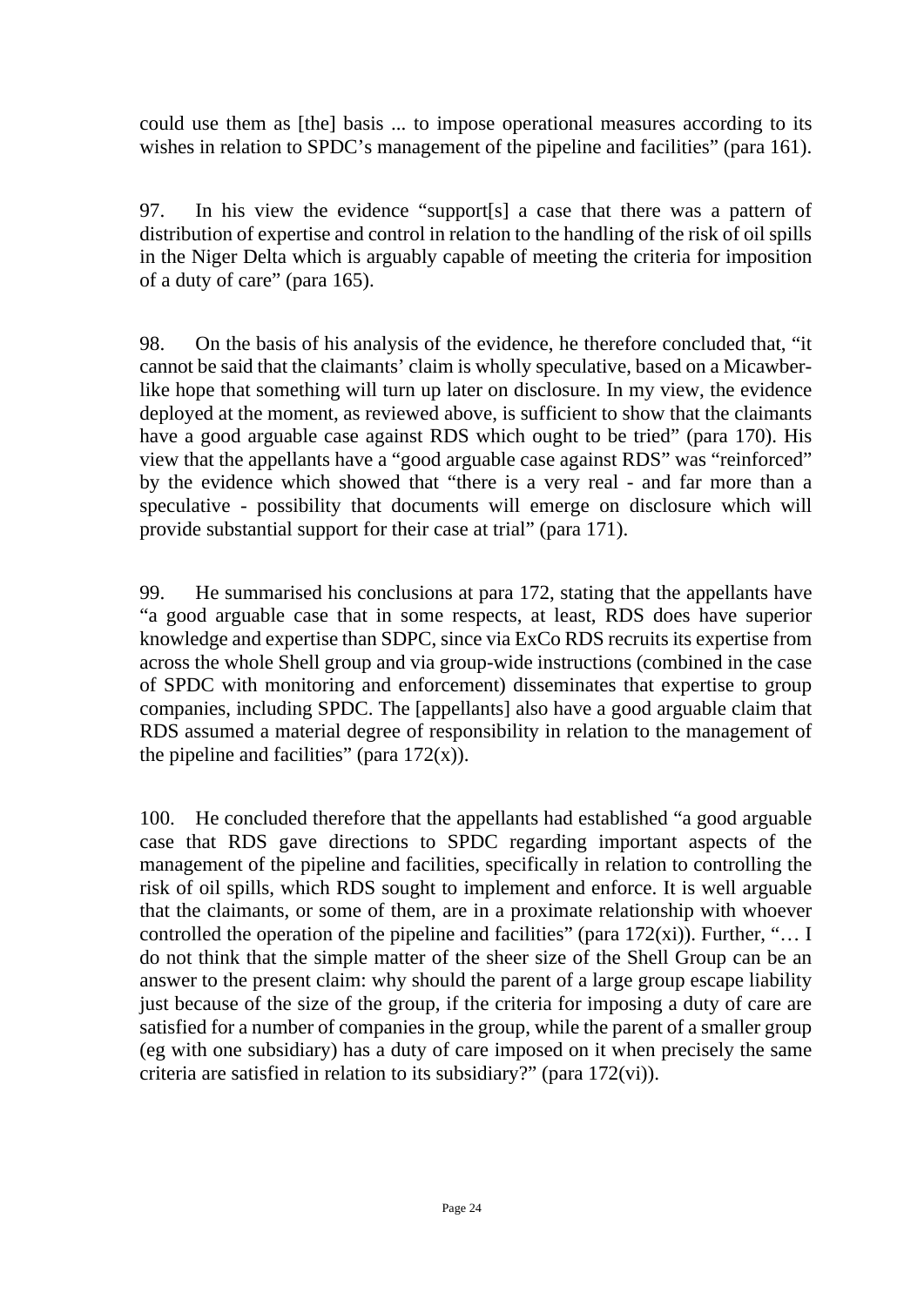could use them as [the] basis ... to impose operational measures according to its wishes in relation to SPDC's management of the pipeline and facilities" (para 161).

97. In his view the evidence "support[s] a case that there was a pattern of distribution of expertise and control in relation to the handling of the risk of oil spills in the Niger Delta which is arguably capable of meeting the criteria for imposition of a duty of care" (para 165).

98. On the basis of his analysis of the evidence, he therefore concluded that, "it cannot be said that the claimants' claim is wholly speculative, based on a Micawber-like hope that something will turn up later on disclosure. In my view, the evidence deployed at the moment, as reviewed above, is sufficient to show that the claimants have a good arguable case against RDS which ought to be tried" (para 170). His view that the appellants have a "good arguable case against RDS" was "reinforced" by the evidence which showed that "there is a very real - and far more than a speculative - possibility that documents will emerge on disclosure which will provide substantial support for their case at trial" (para 171).

99. He summarised his conclusions at para 172, stating that the appellants have "a good arguable case that in some respects, at least, RDS does have superior knowledge and expertise than SDPC, since via ExCo RDS recruits its expertise from across the whole Shell group and via group-wide instructions (combined in the case of SPDC with monitoring and enforcement) disseminates that expertise to group companies, including SPDC. The [appellants] also have a good arguable claim that RDS assumed a material degree of responsibility in relation to the management of the pipeline and facilities" (para 172(x)).

100. He concluded therefore that the appellants had established "a good arguable case that RDS gave directions to SPDC regarding important aspects of the management of the pipeline and facilities, specifically in relation to controlling the risk of oil spills, which RDS sought to implement and enforce. It is well arguable that the claimants, or some of them, are in a proximate relationship with whoever controlled the operation of the pipeline and facilities" (para 172(xi)). Further, "… I do not think that the simple matter of the sheer size of the Shell Group can be an answer to the present claim: why should the parent of a large group escape liability just because of the size of the group, if the criteria for imposing a duty of care are satisfied for a number of companies in the group, while the parent of a smaller group (eg with one subsidiary) has a duty of care imposed on it when precisely the same criteria are satisfied in relation to its subsidiary?" (para 172(vi)).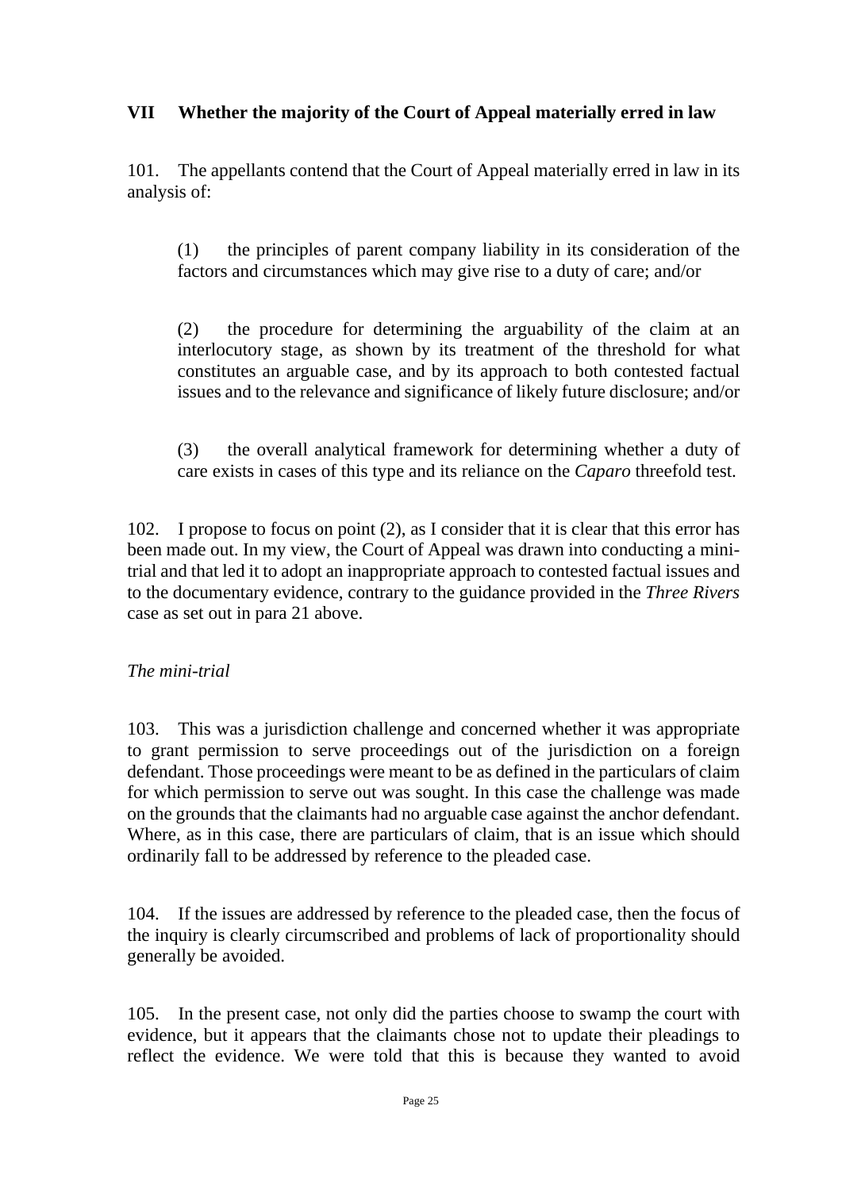## VII Whether the majority of the Court of Appeal materially erred in law

101. The appellants contend that the Court of Appeal materially erred in law in its analysis of:

> (1) the principles of parent company liability in its consideration of the factors and circumstances which may give rise to a duty of care; and/or
>
> (2) the procedure for determining the arguability of the claim at an interlocutory stage, as shown by its treatment of the threshold for what constitutes an arguable case, and by its approach to both contested factual issues and to the relevance and significance of likely future disclosure; and/or
>
> (3) the overall analytical framework for determining whether a duty of care exists in cases of this type and its reliance on the *Caparo* threefold test.

102. I propose to focus on point (2), as I consider that it is clear that this error has been made out. In my view, the Court of Appeal was drawn into conducting a mini-trial and that led it to adopt an inappropriate approach to contested factual issues and to the documentary evidence, contrary to the guidance provided in the *Three Rivers* case as set out in para 21 above.

*The mini-trial*

103. This was a jurisdiction challenge and concerned whether it was appropriate to grant permission to serve proceedings out of the jurisdiction on a foreign defendant. Those proceedings were meant to be as defined in the particulars of claim for which permission to serve out was sought. In this case the challenge was made on the grounds that the claimants had no arguable case against the anchor defendant. Where, as in this case, there are particulars of claim, that is an issue which should ordinarily fall to be addressed by reference to the pleaded case.

104. If the issues are addressed by reference to the pleaded case, then the focus of the inquiry is clearly circumscribed and problems of lack of proportionality should generally be avoided.

105. In the present case, not only did the parties choose to swamp the court with evidence, but it appears that the claimants chose not to update their pleadings to reflect the evidence. We were told that this is because they wanted to avoid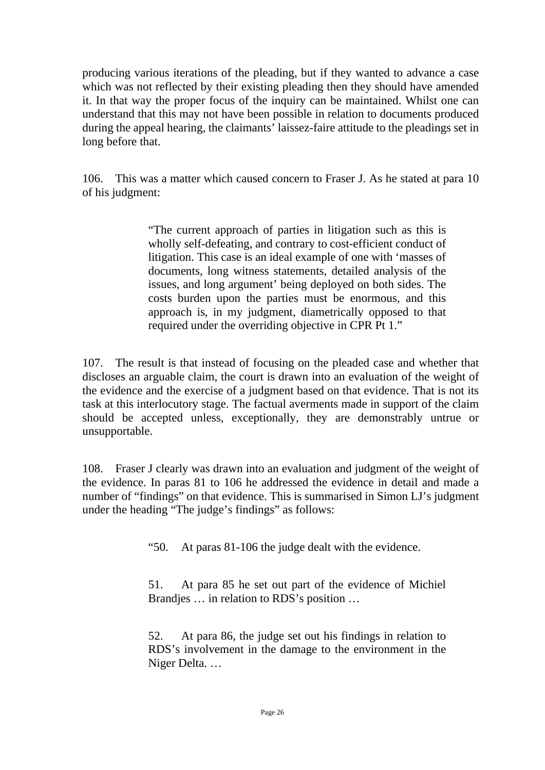producing various iterations of the pleading, but if they wanted to advance a case which was not reflected by their existing pleading then they should have amended it. In that way the proper focus of the inquiry can be maintained. Whilst one can understand that this may not have been possible in relation to documents produced during the appeal hearing, the claimants' laissez-faire attitude to the pleadings set in long before that.

106. This was a matter which caused concern to Fraser J. As he stated at para 10 of his judgment:

> "The current approach of parties in litigation such as this is wholly self-defeating, and contrary to cost-efficient conduct of litigation. This case is an ideal example of one with 'masses of documents, long witness statements, detailed analysis of the issues, and long argument' being deployed on both sides. The costs burden upon the parties must be enormous, and this approach is, in my judgment, diametrically opposed to that required under the overriding objective in CPR Pt 1."

107. The result is that instead of focusing on the pleaded case and whether that discloses an arguable claim, the court is drawn into an evaluation of the weight of the evidence and the exercise of a judgment based on that evidence. That is not its task at this interlocutory stage. The factual averments made in support of the claim should be accepted unless, exceptionally, they are demonstrably untrue or unsupportable.

108. Fraser J clearly was drawn into an evaluation and judgment of the weight of the evidence. In paras 81 to 106 he addressed the evidence in detail and made a number of "findings" on that evidence. This is summarised in Simon LJ's judgment under the heading "The judge's findings" as follows:

> "50. At paras 81-106 the judge dealt with the evidence.
>
> 51. At para 85 he set out part of the evidence of Michiel Brandjes … in relation to RDS's position …
>
> 52. At para 86, the judge set out his findings in relation to RDS's involvement in the damage to the environment in the Niger Delta. …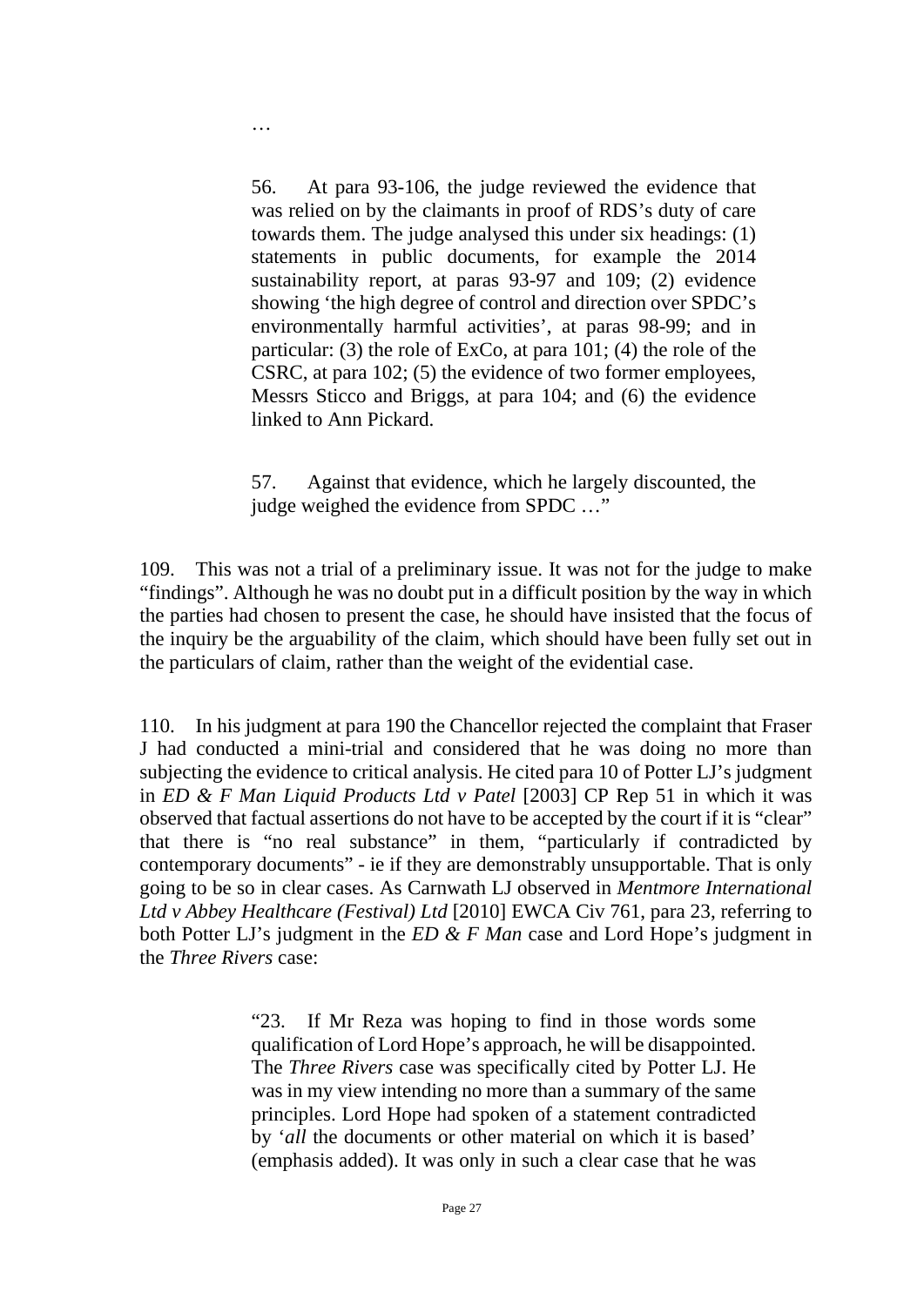…

> 56. At para 93-106, the judge reviewed the evidence that was relied on by the claimants in proof of RDS's duty of care towards them. The judge analysed this under six headings: (1) statements in public documents, for example the 2014 sustainability report, at paras 93-97 and 109; (2) evidence showing 'the high degree of control and direction over SPDC's environmentally harmful activities', at paras 98-99; and in particular: (3) the role of ExCo, at para 101; (4) the role of the CSRC, at para 102; (5) the evidence of two former employees, Messrs Sticco and Briggs, at para 104; and (6) the evidence linked to Ann Pickard.
>
> 57. Against that evidence, which he largely discounted, the judge weighed the evidence from SPDC …"

109. This was not a trial of a preliminary issue. It was not for the judge to make "findings". Although he was no doubt put in a difficult position by the way in which the parties had chosen to present the case, he should have insisted that the focus of the inquiry be the arguability of the claim, which should have been fully set out in the particulars of claim, rather than the weight of the evidential case.

110. In his judgment at para 190 the Chancellor rejected the complaint that Fraser J had conducted a mini-trial and considered that he was doing no more than subjecting the evidence to critical analysis. He cited para 10 of Potter LJ's judgment in *ED & F Man Liquid Products Ltd v Patel* [2003] CP Rep 51 in which it was observed that factual assertions do not have to be accepted by the court if it is "clear" that there is "no real substance" in them, "particularly if contradicted by contemporary documents" - ie if they are demonstrably unsupportable. That is only going to be so in clear cases. As Carnwath LJ observed in *Mentmore International Ltd v Abbey Healthcare (Festival) Ltd* [2010] EWCA Civ 761, para 23, referring to both Potter LJ's judgment in the *ED & F Man* case and Lord Hope's judgment in the *Three Rivers* case:

> "23. If Mr Reza was hoping to find in those words some qualification of Lord Hope's approach, he will be disappointed. The *Three Rivers* case was specifically cited by Potter LJ. He was in my view intending no more than a summary of the same principles. Lord Hope had spoken of a statement contradicted by '*all* the documents or other material on which it is based' (emphasis added). It was only in such a clear case that he was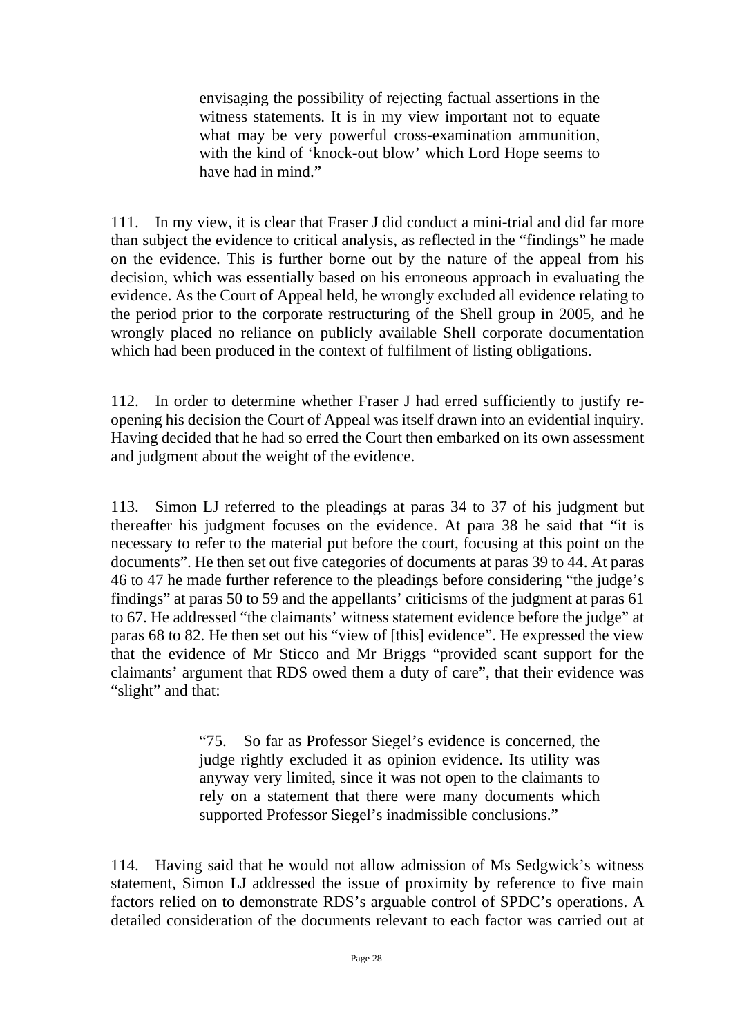> envisaging the possibility of rejecting factual assertions in the witness statements. It is in my view important not to equate what may be very powerful cross-examination ammunition, with the kind of 'knock-out blow' which Lord Hope seems to have had in mind."

111. In my view, it is clear that Fraser J did conduct a mini-trial and did far more than subject the evidence to critical analysis, as reflected in the "findings" he made on the evidence. This is further borne out by the nature of the appeal from his decision, which was essentially based on his erroneous approach in evaluating the evidence. As the Court of Appeal held, he wrongly excluded all evidence relating to the period prior to the corporate restructuring of the Shell group in 2005, and he wrongly placed no reliance on publicly available Shell corporate documentation which had been produced in the context of fulfilment of listing obligations.

112. In order to determine whether Fraser J had erred sufficiently to justify re-opening his decision the Court of Appeal was itself drawn into an evidential inquiry. Having decided that he had so erred the Court then embarked on its own assessment and judgment about the weight of the evidence.

113. Simon LJ referred to the pleadings at paras 34 to 37 of his judgment but thereafter his judgment focuses on the evidence. At para 38 he said that "it is necessary to refer to the material put before the court, focusing at this point on the documents". He then set out five categories of documents at paras 39 to 44. At paras 46 to 47 he made further reference to the pleadings before considering "the judge's findings" at paras 50 to 59 and the appellants' criticisms of the judgment at paras 61 to 67. He addressed "the claimants' witness statement evidence before the judge" at paras 68 to 82. He then set out his "view of [this] evidence". He expressed the view that the evidence of Mr Sticco and Mr Briggs "provided scant support for the claimants' argument that RDS owed them a duty of care", that their evidence was "slight" and that:

> "75. So far as Professor Siegel's evidence is concerned, the judge rightly excluded it as opinion evidence. Its utility was anyway very limited, since it was not open to the claimants to rely on a statement that there were many documents which supported Professor Siegel's inadmissible conclusions."

114. Having said that he would not allow admission of Ms Sedgwick's witness statement, Simon LJ addressed the issue of proximity by reference to five main factors relied on to demonstrate RDS's arguable control of SPDC's operations. A detailed consideration of the documents relevant to each factor was carried out at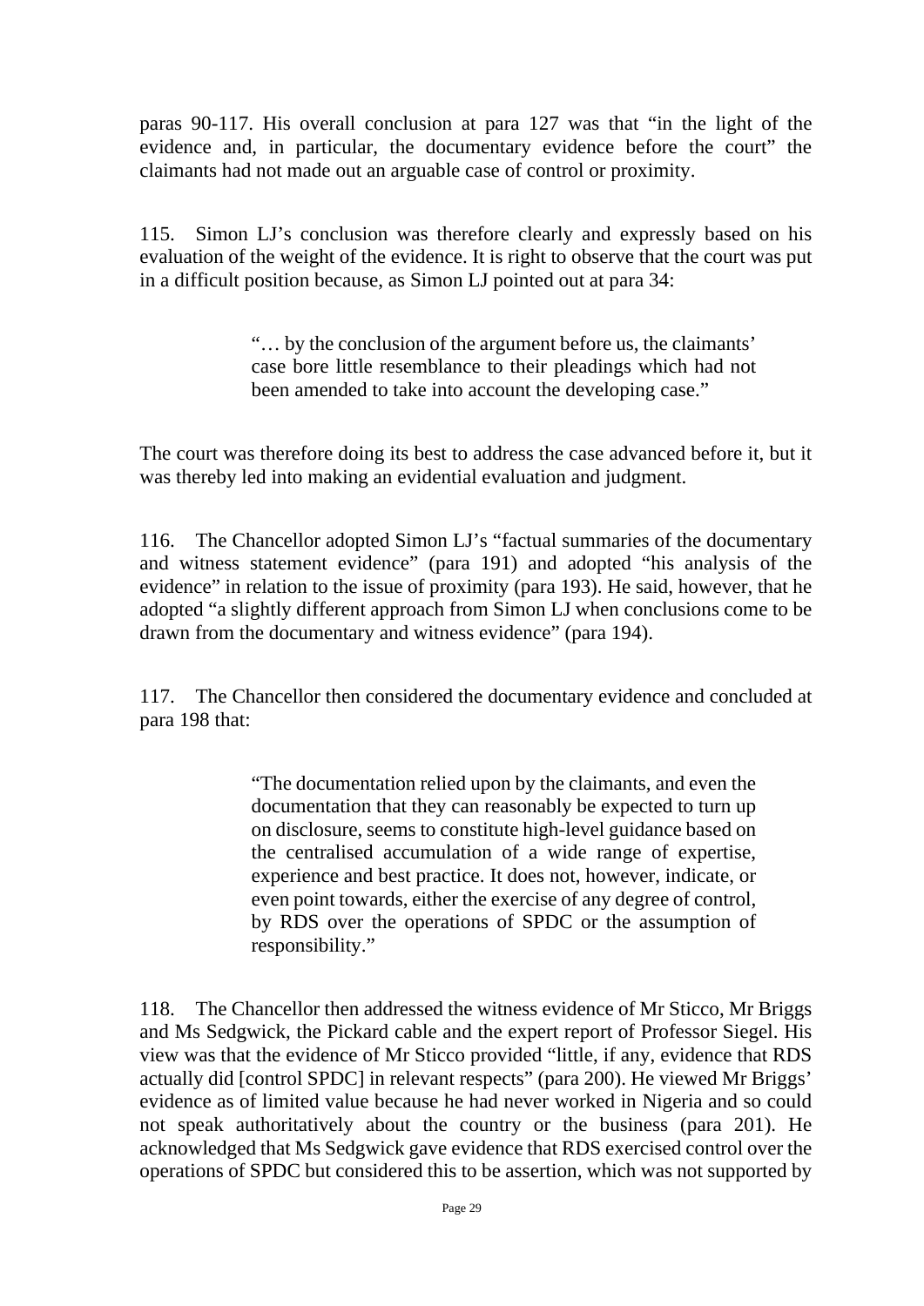paras 90-117. His overall conclusion at para 127 was that "in the light of the evidence and, in particular, the documentary evidence before the court" the claimants had not made out an arguable case of control or proximity.

115. Simon LJ's conclusion was therefore clearly and expressly based on his evaluation of the weight of the evidence. It is right to observe that the court was put in a difficult position because, as Simon LJ pointed out at para 34:

> "… by the conclusion of the argument before us, the claimants' case bore little resemblance to their pleadings which had not been amended to take into account the developing case."

The court was therefore doing its best to address the case advanced before it, but it was thereby led into making an evidential evaluation and judgment.

116. The Chancellor adopted Simon LJ's "factual summaries of the documentary and witness statement evidence" (para 191) and adopted "his analysis of the evidence" in relation to the issue of proximity (para 193). He said, however, that he adopted "a slightly different approach from Simon LJ when conclusions come to be drawn from the documentary and witness evidence" (para 194).

117. The Chancellor then considered the documentary evidence and concluded at para 198 that:

> "The documentation relied upon by the claimants, and even the documentation that they can reasonably be expected to turn up on disclosure, seems to constitute high-level guidance based on the centralised accumulation of a wide range of expertise, experience and best practice. It does not, however, indicate, or even point towards, either the exercise of any degree of control, by RDS over the operations of SPDC or the assumption of responsibility."

118. The Chancellor then addressed the witness evidence of Mr Sticco, Mr Briggs and Ms Sedgwick, the Pickard cable and the expert report of Professor Siegel. His view was that the evidence of Mr Sticco provided "little, if any, evidence that RDS actually did [control SPDC] in relevant respects" (para 200). He viewed Mr Briggs' evidence as of limited value because he had never worked in Nigeria and so could not speak authoritatively about the country or the business (para 201). He acknowledged that Ms Sedgwick gave evidence that RDS exercised control over the operations of SPDC but considered this to be assertion, which was not supported by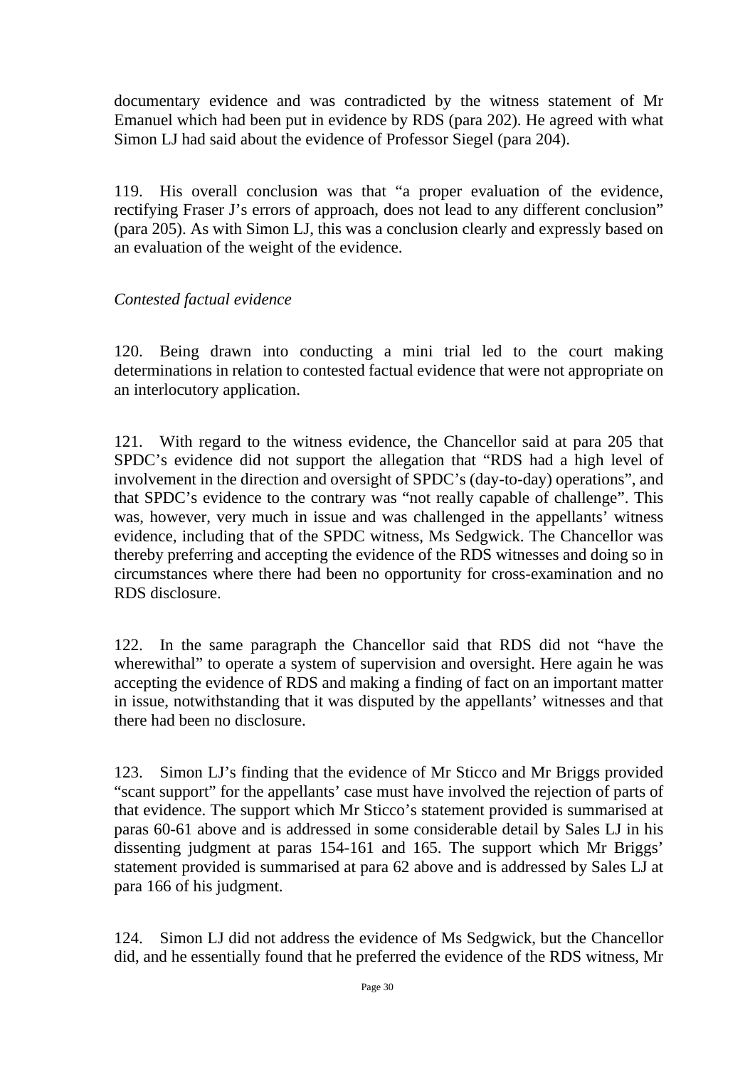documentary evidence and was contradicted by the witness statement of Mr Emanuel which had been put in evidence by RDS (para 202). He agreed with what Simon LJ had said about the evidence of Professor Siegel (para 204).

119. His overall conclusion was that "a proper evaluation of the evidence, rectifying Fraser J's errors of approach, does not lead to any different conclusion" (para 205). As with Simon LJ, this was a conclusion clearly and expressly based on an evaluation of the weight of the evidence.

*Contested factual evidence*

120. Being drawn into conducting a mini trial led to the court making determinations in relation to contested factual evidence that were not appropriate on an interlocutory application.

121. With regard to the witness evidence, the Chancellor said at para 205 that SPDC's evidence did not support the allegation that "RDS had a high level of involvement in the direction and oversight of SPDC's (day-to-day) operations", and that SPDC's evidence to the contrary was "not really capable of challenge". This was, however, very much in issue and was challenged in the appellants' witness evidence, including that of the SPDC witness, Ms Sedgwick. The Chancellor was thereby preferring and accepting the evidence of the RDS witnesses and doing so in circumstances where there had been no opportunity for cross-examination and no RDS disclosure.

122. In the same paragraph the Chancellor said that RDS did not "have the wherewithal" to operate a system of supervision and oversight. Here again he was accepting the evidence of RDS and making a finding of fact on an important matter in issue, notwithstanding that it was disputed by the appellants' witnesses and that there had been no disclosure.

123. Simon LJ's finding that the evidence of Mr Sticco and Mr Briggs provided "scant support" for the appellants' case must have involved the rejection of parts of that evidence. The support which Mr Sticco's statement provided is summarised at paras 60-61 above and is addressed in some considerable detail by Sales LJ in his dissenting judgment at paras 154-161 and 165. The support which Mr Briggs' statement provided is summarised at para 62 above and is addressed by Sales LJ at para 166 of his judgment.

124. Simon LJ did not address the evidence of Ms Sedgwick, but the Chancellor did, and he essentially found that he preferred the evidence of the RDS witness, Mr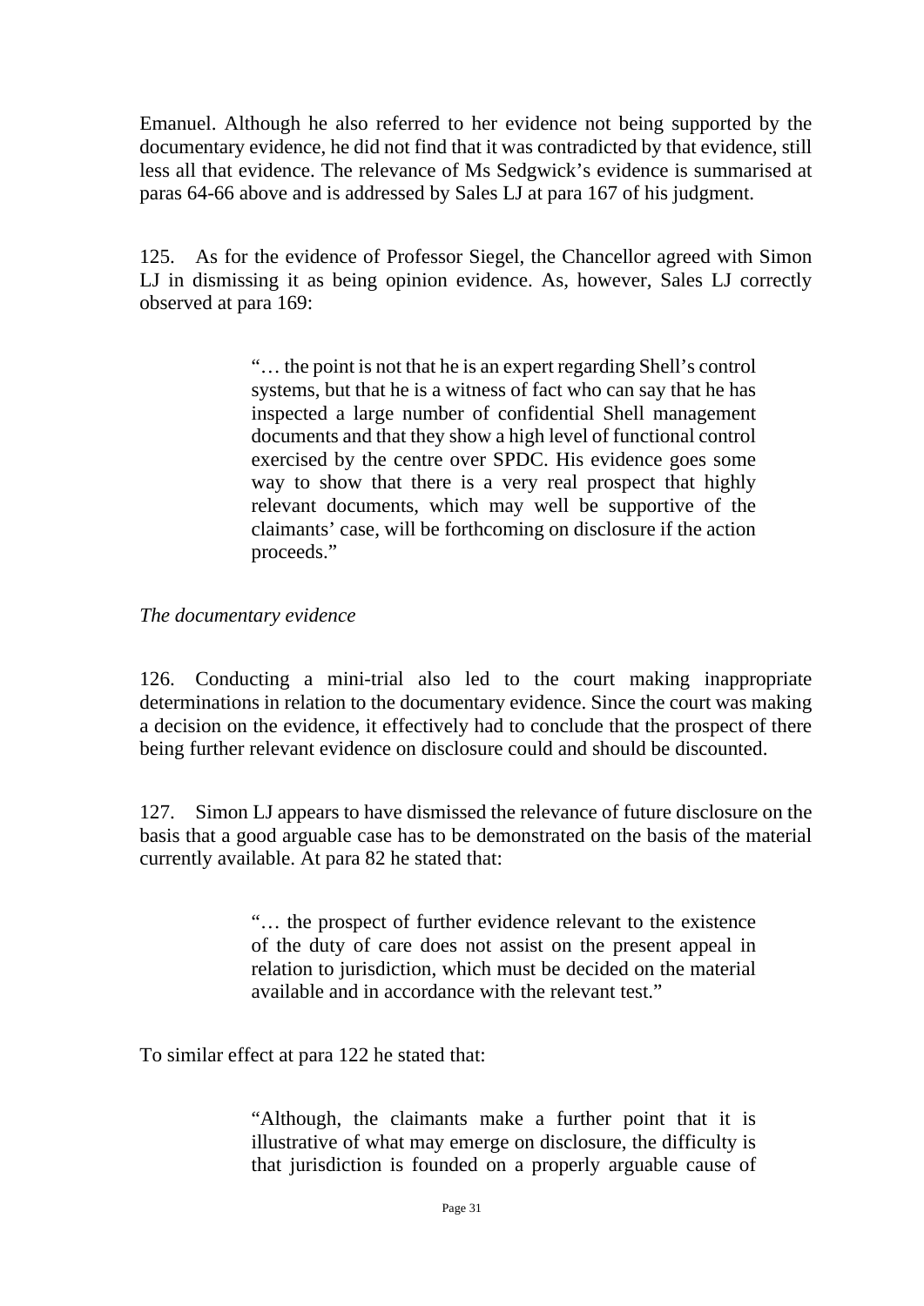Emanuel. Although he also referred to her evidence not being supported by the documentary evidence, he did not find that it was contradicted by that evidence, still less all that evidence. The relevance of Ms Sedgwick's evidence is summarised at paras 64-66 above and is addressed by Sales LJ at para 167 of his judgment.

125. As for the evidence of Professor Siegel, the Chancellor agreed with Simon LJ in dismissing it as being opinion evidence. As, however, Sales LJ correctly observed at para 169:

> "… the point is not that he is an expert regarding Shell's control systems, but that he is a witness of fact who can say that he has inspected a large number of confidential Shell management documents and that they show a high level of functional control exercised by the centre over SPDC. His evidence goes some way to show that there is a very real prospect that highly relevant documents, which may well be supportive of the claimants' case, will be forthcoming on disclosure if the action proceeds."

*The documentary evidence*

126. Conducting a mini-trial also led to the court making inappropriate determinations in relation to the documentary evidence. Since the court was making a decision on the evidence, it effectively had to conclude that the prospect of there being further relevant evidence on disclosure could and should be discounted.

127. Simon LJ appears to have dismissed the relevance of future disclosure on the basis that a good arguable case has to be demonstrated on the basis of the material currently available. At para 82 he stated that:

> "… the prospect of further evidence relevant to the existence of the duty of care does not assist on the present appeal in relation to jurisdiction, which must be decided on the material available and in accordance with the relevant test."

To similar effect at para 122 he stated that:

> "Although, the claimants make a further point that it is illustrative of what may emerge on disclosure, the difficulty is that jurisdiction is founded on a properly arguable cause of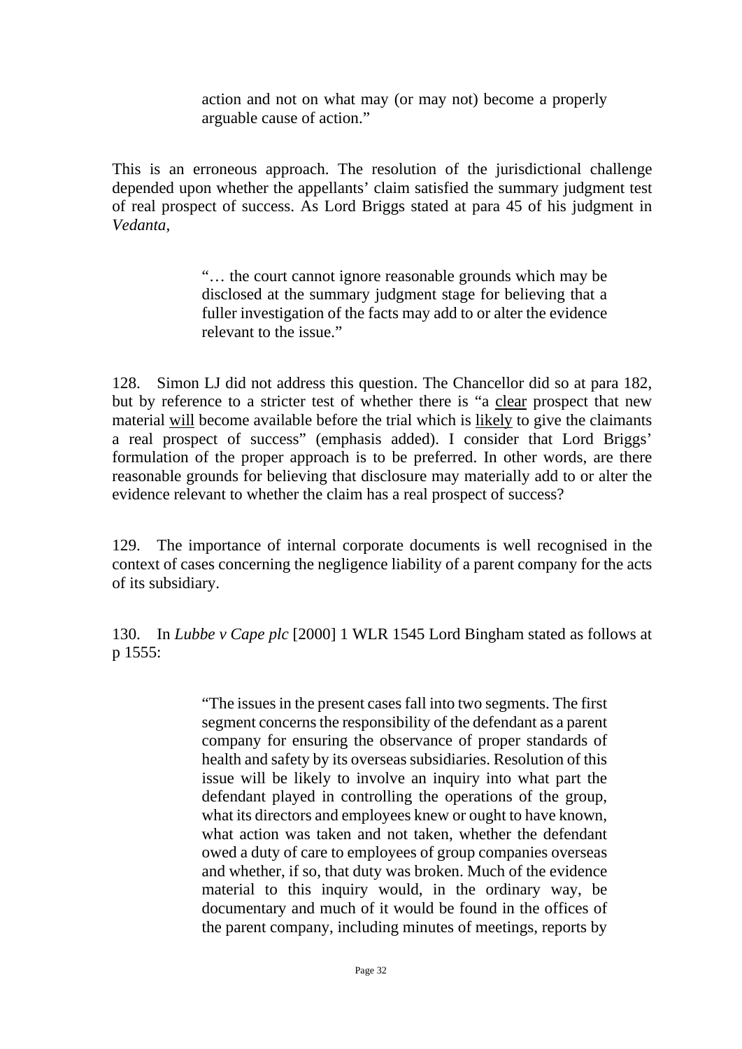> action and not on what may (or may not) become a properly arguable cause of action."

This is an erroneous approach. The resolution of the jurisdictional challenge depended upon whether the appellants' claim satisfied the summary judgment test of real prospect of success. As Lord Briggs stated at para 45 of his judgment in *Vedanta*,

> "… the court cannot ignore reasonable grounds which may be disclosed at the summary judgment stage for believing that a fuller investigation of the facts may add to or alter the evidence relevant to the issue."

128. Simon LJ did not address this question. The Chancellor did so at para 182, but by reference to a stricter test of whether there is "a <u>clear</u> prospect that new material <u>will</u> become available before the trial which is <u>likely</u> to give the claimants a real prospect of success" (emphasis added). I consider that Lord Briggs' formulation of the proper approach is to be preferred. In other words, are there reasonable grounds for believing that disclosure may materially add to or alter the evidence relevant to whether the claim has a real prospect of success?

129. The importance of internal corporate documents is well recognised in the context of cases concerning the negligence liability of a parent company for the acts of its subsidiary.

130. In *Lubbe v Cape plc* [2000] 1 WLR 1545 Lord Bingham stated as follows at p 1555:

> "The issues in the present cases fall into two segments. The first segment concerns the responsibility of the defendant as a parent company for ensuring the observance of proper standards of health and safety by its overseas subsidiaries. Resolution of this issue will be likely to involve an inquiry into what part the defendant played in controlling the operations of the group, what its directors and employees knew or ought to have known, what action was taken and not taken, whether the defendant owed a duty of care to employees of group companies overseas and whether, if so, that duty was broken. Much of the evidence material to this inquiry would, in the ordinary way, be documentary and much of it would be found in the offices of the parent company, including minutes of meetings, reports by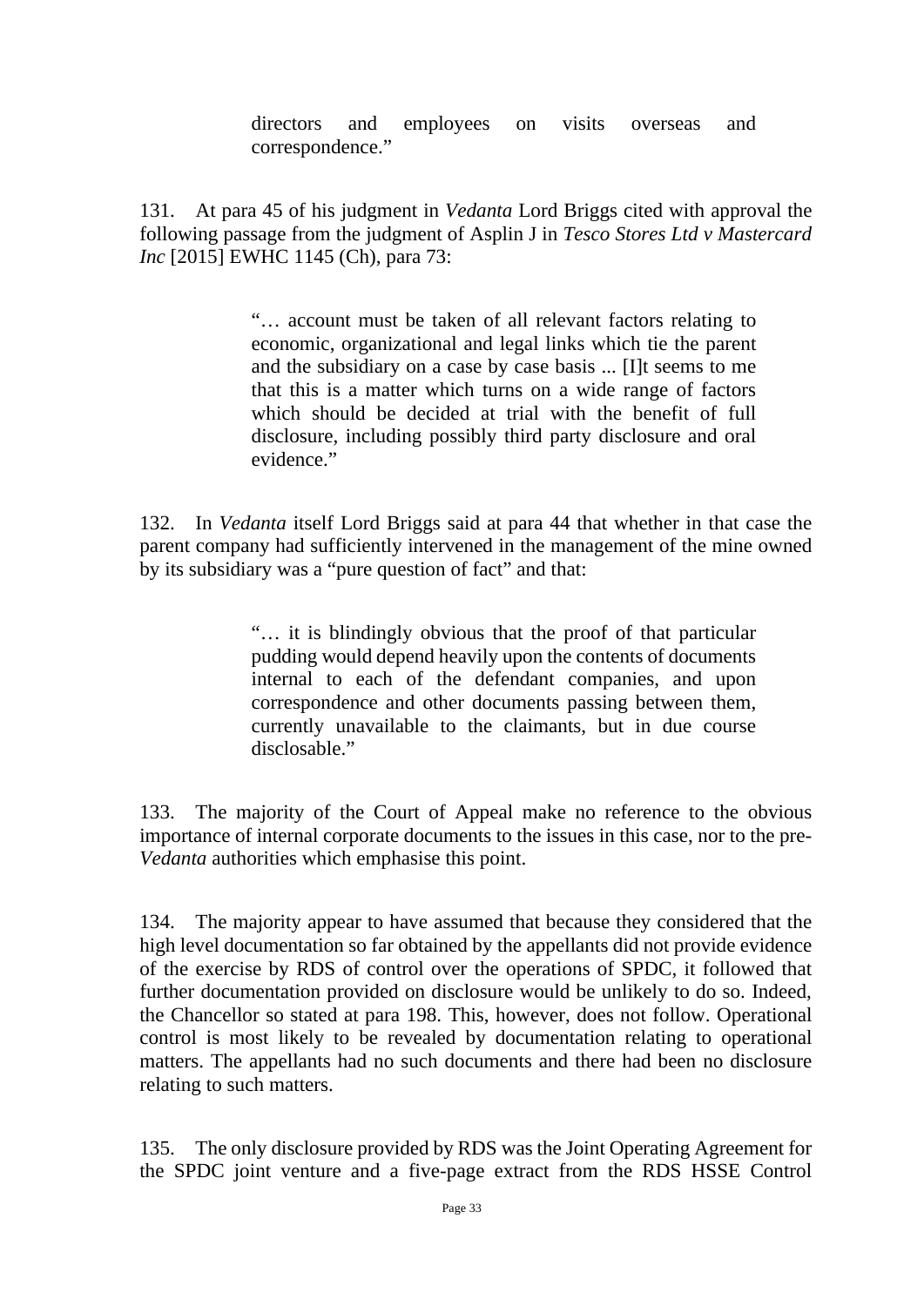> directors and employees on visits overseas and correspondence."

131. At para 45 of his judgment in *Vedanta* Lord Briggs cited with approval the following passage from the judgment of Asplin J in *Tesco Stores Ltd v Mastercard Inc* [2015] EWHC 1145 (Ch), para 73:

> "… account must be taken of all relevant factors relating to economic, organizational and legal links which tie the parent and the subsidiary on a case by case basis ... [I]t seems to me that this is a matter which turns on a wide range of factors which should be decided at trial with the benefit of full disclosure, including possibly third party disclosure and oral evidence."

132. In *Vedanta* itself Lord Briggs said at para 44 that whether in that case the parent company had sufficiently intervened in the management of the mine owned by its subsidiary was a "pure question of fact" and that:

> "… it is blindingly obvious that the proof of that particular pudding would depend heavily upon the contents of documents internal to each of the defendant companies, and upon correspondence and other documents passing between them, currently unavailable to the claimants, but in due course disclosable."

133. The majority of the Court of Appeal make no reference to the obvious importance of internal corporate documents to the issues in this case, nor to the pre-*Vedanta* authorities which emphasise this point.

134. The majority appear to have assumed that because they considered that the high level documentation so far obtained by the appellants did not provide evidence of the exercise by RDS of control over the operations of SPDC, it followed that further documentation provided on disclosure would be unlikely to do so. Indeed, the Chancellor so stated at para 198. This, however, does not follow. Operational control is most likely to be revealed by documentation relating to operational matters. The appellants had no such documents and there had been no disclosure relating to such matters.

135. The only disclosure provided by RDS was the Joint Operating Agreement for the SPDC joint venture and a five-page extract from the RDS HSSE Control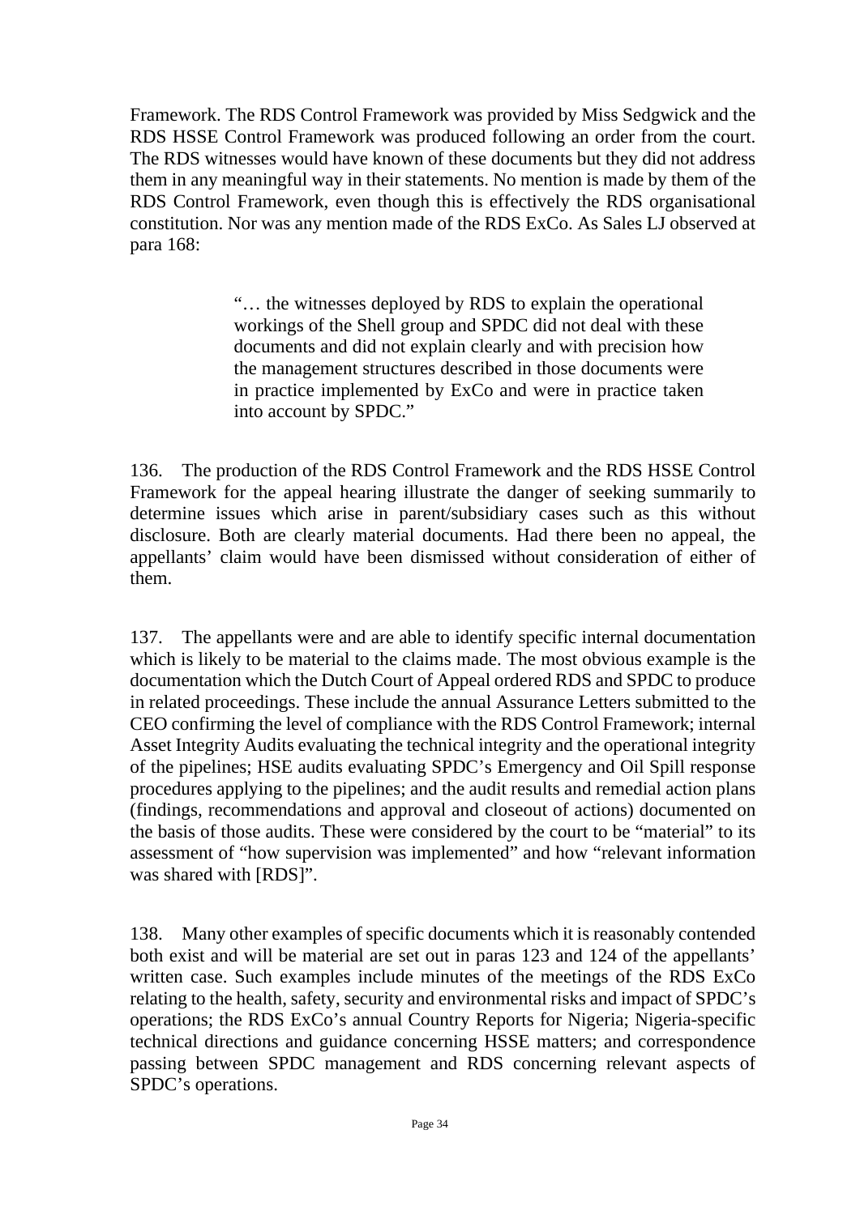Framework. The RDS Control Framework was provided by Miss Sedgwick and the RDS HSSE Control Framework was produced following an order from the court. The RDS witnesses would have known of these documents but they did not address them in any meaningful way in their statements. No mention is made by them of the RDS Control Framework, even though this is effectively the RDS organisational constitution. Nor was any mention made of the RDS ExCo. As Sales LJ observed at para 168:

> "… the witnesses deployed by RDS to explain the operational workings of the Shell group and SPDC did not deal with these documents and did not explain clearly and with precision how the management structures described in those documents were in practice implemented by ExCo and were in practice taken into account by SPDC."

136. The production of the RDS Control Framework and the RDS HSSE Control Framework for the appeal hearing illustrate the danger of seeking summarily to determine issues which arise in parent/subsidiary cases such as this without disclosure. Both are clearly material documents. Had there been no appeal, the appellants' claim would have been dismissed without consideration of either of them.

137. The appellants were and are able to identify specific internal documentation which is likely to be material to the claims made. The most obvious example is the documentation which the Dutch Court of Appeal ordered RDS and SPDC to produce in related proceedings. These include the annual Assurance Letters submitted to the CEO confirming the level of compliance with the RDS Control Framework; internal Asset Integrity Audits evaluating the technical integrity and the operational integrity of the pipelines; HSE audits evaluating SPDC's Emergency and Oil Spill response procedures applying to the pipelines; and the audit results and remedial action plans (findings, recommendations and approval and closeout of actions) documented on the basis of those audits. These were considered by the court to be "material" to its assessment of "how supervision was implemented" and how "relevant information was shared with [RDS]".

138. Many other examples of specific documents which it is reasonably contended both exist and will be material are set out in paras 123 and 124 of the appellants' written case. Such examples include minutes of the meetings of the RDS ExCo relating to the health, safety, security and environmental risks and impact of SPDC's operations; the RDS ExCo's annual Country Reports for Nigeria; Nigeria-specific technical directions and guidance concerning HSSE matters; and correspondence passing between SPDC management and RDS concerning relevant aspects of SPDC's operations.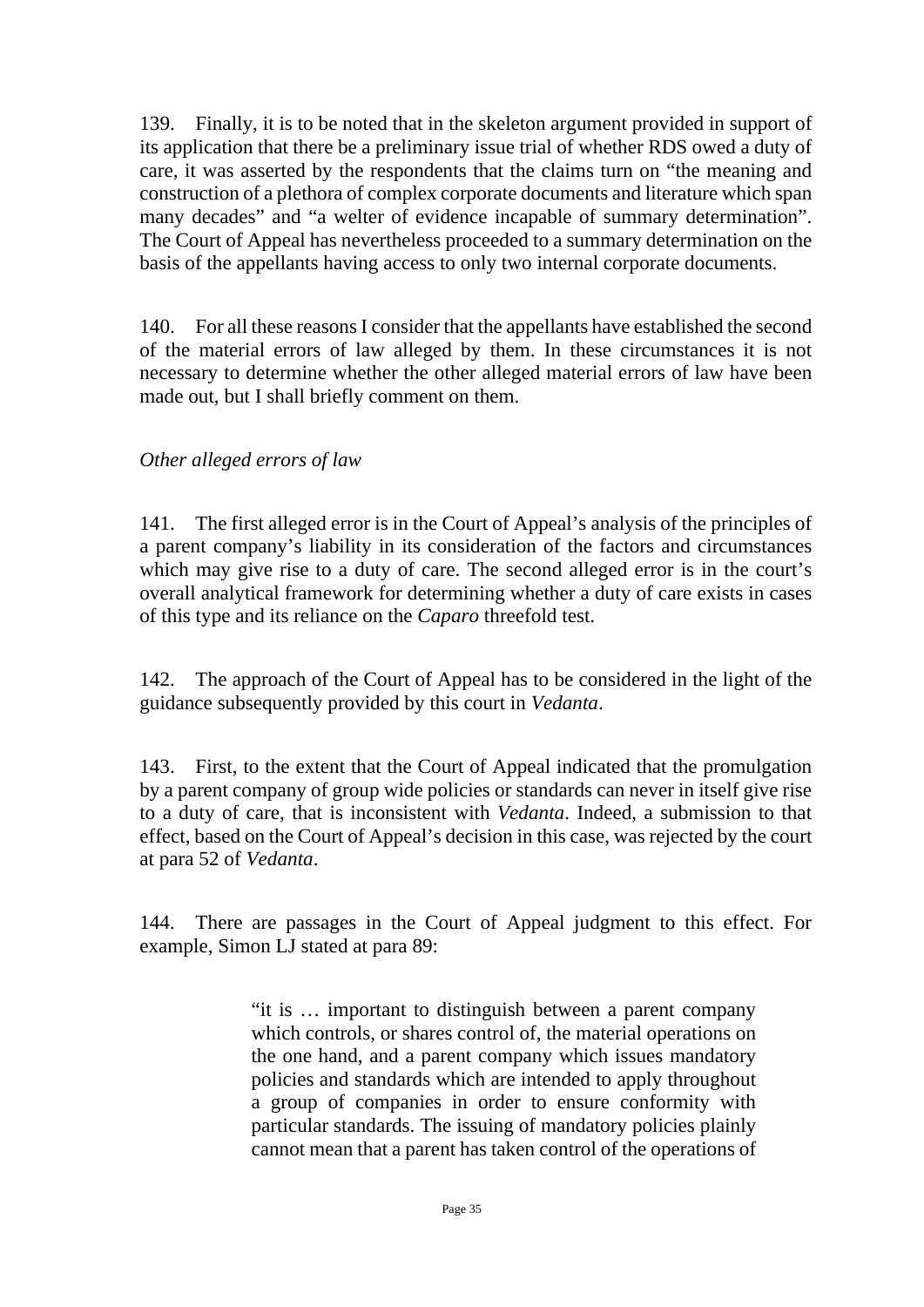139. Finally, it is to be noted that in the skeleton argument provided in support of its application that there be a preliminary issue trial of whether RDS owed a duty of care, it was asserted by the respondents that the claims turn on "the meaning and construction of a plethora of complex corporate documents and literature which span many decades" and "a welter of evidence incapable of summary determination". The Court of Appeal has nevertheless proceeded to a summary determination on the basis of the appellants having access to only two internal corporate documents.

140. For all these reasons I consider that the appellants have established the second of the material errors of law alleged by them. In these circumstances it is not necessary to determine whether the other alleged material errors of law have been made out, but I shall briefly comment on them.

*Other alleged errors of law*

141. The first alleged error is in the Court of Appeal's analysis of the principles of a parent company's liability in its consideration of the factors and circumstances which may give rise to a duty of care. The second alleged error is in the court's overall analytical framework for determining whether a duty of care exists in cases of this type and its reliance on the *Caparo* threefold test.

142. The approach of the Court of Appeal has to be considered in the light of the guidance subsequently provided by this court in *Vedanta*.

143. First, to the extent that the Court of Appeal indicated that the promulgation by a parent company of group wide policies or standards can never in itself give rise to a duty of care, that is inconsistent with *Vedanta*. Indeed, a submission to that effect, based on the Court of Appeal's decision in this case, was rejected by the court at para 52 of *Vedanta*.

144. There are passages in the Court of Appeal judgment to this effect. For example, Simon LJ stated at para 89:

> "it is … important to distinguish between a parent company which controls, or shares control of, the material operations on the one hand, and a parent company which issues mandatory policies and standards which are intended to apply throughout a group of companies in order to ensure conformity with particular standards. The issuing of mandatory policies plainly cannot mean that a parent has taken control of the operations of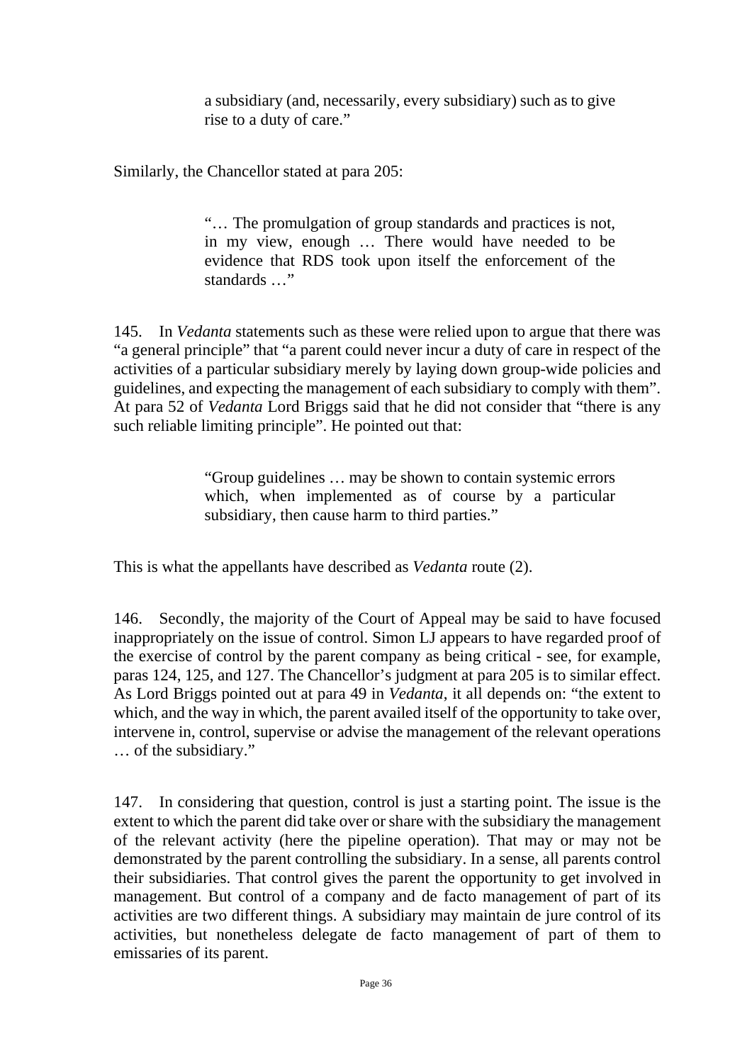> a subsidiary (and, necessarily, every subsidiary) such as to give rise to a duty of care."

Similarly, the Chancellor stated at para 205:

> "… The promulgation of group standards and practices is not, in my view, enough … There would have needed to be evidence that RDS took upon itself the enforcement of the standards …"

145. In *Vedanta* statements such as these were relied upon to argue that there was "a general principle" that "a parent could never incur a duty of care in respect of the activities of a particular subsidiary merely by laying down group-wide policies and guidelines, and expecting the management of each subsidiary to comply with them". At para 52 of *Vedanta* Lord Briggs said that he did not consider that "there is any such reliable limiting principle". He pointed out that:

> "Group guidelines … may be shown to contain systemic errors which, when implemented as of course by a particular subsidiary, then cause harm to third parties."

This is what the appellants have described as *Vedanta* route (2).

146. Secondly, the majority of the Court of Appeal may be said to have focused inappropriately on the issue of control. Simon LJ appears to have regarded proof of the exercise of control by the parent company as being critical - see, for example, paras 124, 125, and 127. The Chancellor's judgment at para 205 is to similar effect. As Lord Briggs pointed out at para 49 in *Vedanta*, it all depends on: "the extent to which, and the way in which, the parent availed itself of the opportunity to take over, intervene in, control, supervise or advise the management of the relevant operations … of the subsidiary."

147. In considering that question, control is just a starting point. The issue is the extent to which the parent did take over or share with the subsidiary the management of the relevant activity (here the pipeline operation). That may or may not be demonstrated by the parent controlling the subsidiary. In a sense, all parents control their subsidiaries. That control gives the parent the opportunity to get involved in management. But control of a company and de facto management of part of its activities are two different things. A subsidiary may maintain de jure control of its activities, but nonetheless delegate de facto management of part of them to emissaries of its parent.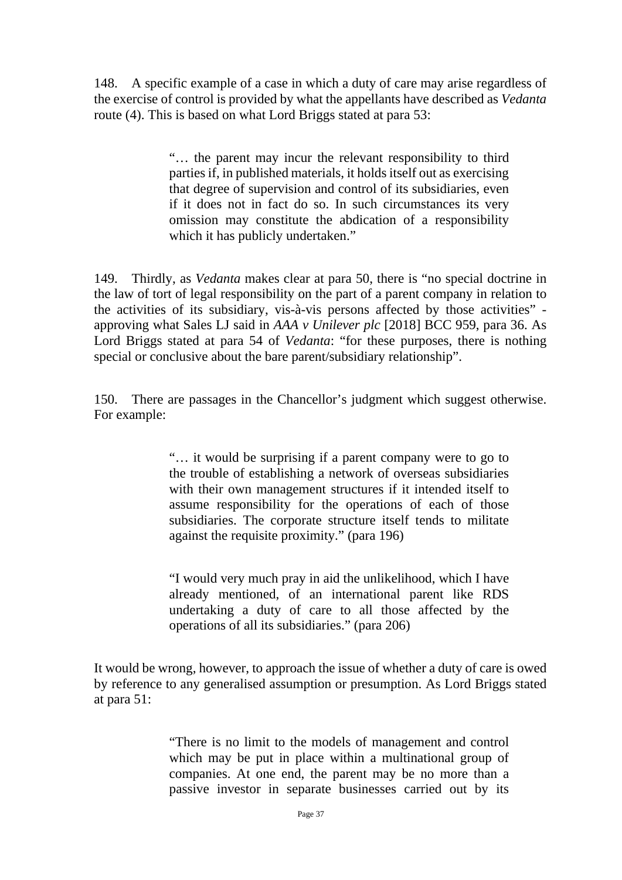148. A specific example of a case in which a duty of care may arise regardless of the exercise of control is provided by what the appellants have described as *Vedanta* route (4). This is based on what Lord Briggs stated at para 53:

> "… the parent may incur the relevant responsibility to third parties if, in published materials, it holds itself out as exercising that degree of supervision and control of its subsidiaries, even if it does not in fact do so. In such circumstances its very omission may constitute the abdication of a responsibility which it has publicly undertaken."

149. Thirdly, as *Vedanta* makes clear at para 50, there is "no special doctrine in the law of tort of legal responsibility on the part of a parent company in relation to the activities of its subsidiary, vis-à-vis persons affected by those activities" - approving what Sales LJ said in *AAA v Unilever plc* [2018] BCC 959, para 36. As Lord Briggs stated at para 54 of *Vedanta*: "for these purposes, there is nothing special or conclusive about the bare parent/subsidiary relationship".

150. There are passages in the Chancellor's judgment which suggest otherwise. For example:

> "… it would be surprising if a parent company were to go to the trouble of establishing a network of overseas subsidiaries with their own management structures if it intended itself to assume responsibility for the operations of each of those subsidiaries. The corporate structure itself tends to militate against the requisite proximity." (para 196)

> "I would very much pray in aid the unlikelihood, which I have already mentioned, of an international parent like RDS undertaking a duty of care to all those affected by the operations of all its subsidiaries." (para 206)

It would be wrong, however, to approach the issue of whether a duty of care is owed by reference to any generalised assumption or presumption. As Lord Briggs stated at para 51:

> "There is no limit to the models of management and control which may be put in place within a multinational group of companies. At one end, the parent may be no more than a passive investor in separate businesses carried out by its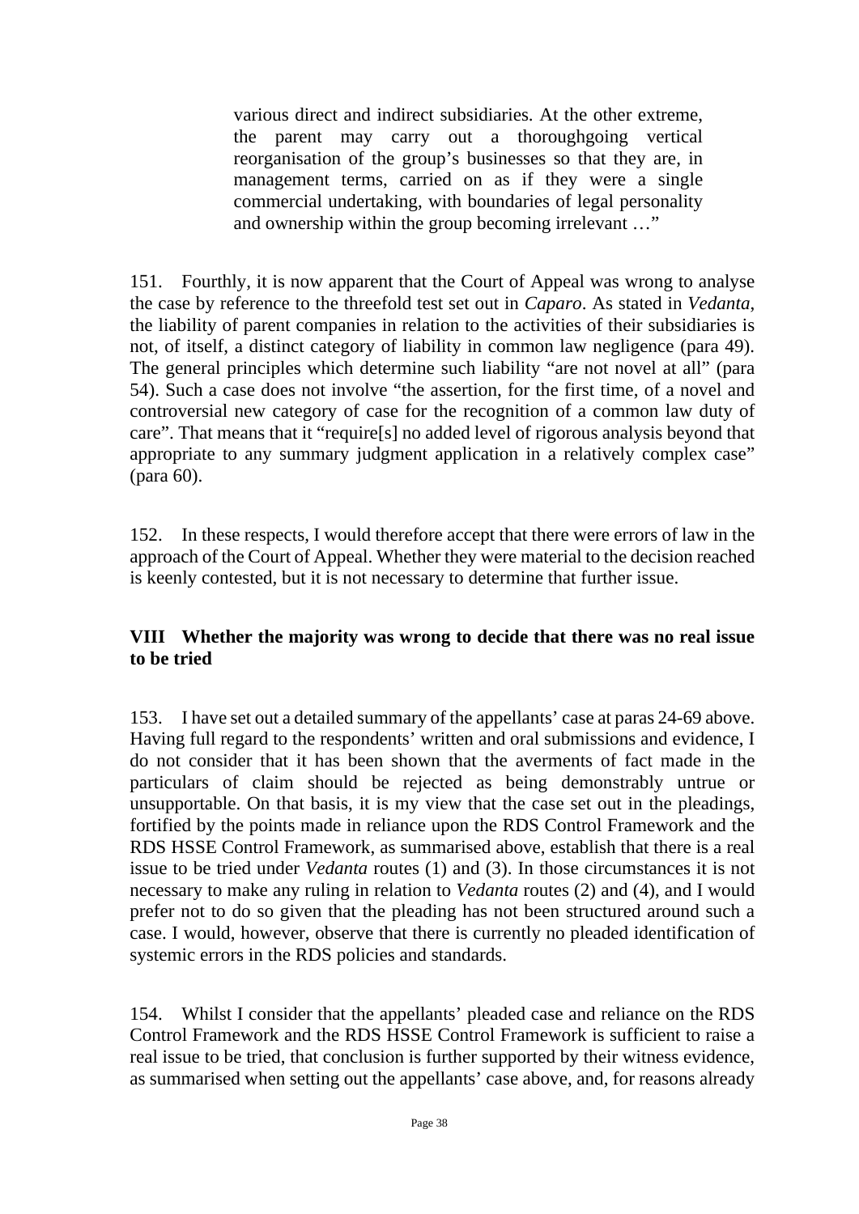> various direct and indirect subsidiaries. At the other extreme, the parent may carry out a thoroughgoing vertical reorganisation of the group's businesses so that they are, in management terms, carried on as if they were a single commercial undertaking, with boundaries of legal personality and ownership within the group becoming irrelevant …"

151. Fourthly, it is now apparent that the Court of Appeal was wrong to analyse the case by reference to the threefold test set out in *Caparo*. As stated in *Vedanta*, the liability of parent companies in relation to the activities of their subsidiaries is not, of itself, a distinct category of liability in common law negligence (para 49). The general principles which determine such liability "are not novel at all" (para 54). Such a case does not involve "the assertion, for the first time, of a novel and controversial new category of case for the recognition of a common law duty of care". That means that it "require[s] no added level of rigorous analysis beyond that appropriate to any summary judgment application in a relatively complex case" (para 60).

152. In these respects, I would therefore accept that there were errors of law in the approach of the Court of Appeal. Whether they were material to the decision reached is keenly contested, but it is not necessary to determine that further issue.

## VIII Whether the majority was wrong to decide that there was no real issue to be tried

153. I have set out a detailed summary of the appellants' case at paras 24-69 above. Having full regard to the respondents' written and oral submissions and evidence, I do not consider that it has been shown that the averments of fact made in the particulars of claim should be rejected as being demonstrably untrue or unsupportable. On that basis, it is my view that the case set out in the pleadings, fortified by the points made in reliance upon the RDS Control Framework and the RDS HSSE Control Framework, as summarised above, establish that there is a real issue to be tried under *Vedanta* routes (1) and (3). In those circumstances it is not necessary to make any ruling in relation to *Vedanta* routes (2) and (4), and I would prefer not to do so given that the pleading has not been structured around such a case. I would, however, observe that there is currently no pleaded identification of systemic errors in the RDS policies and standards.

154. Whilst I consider that the appellants' pleaded case and reliance on the RDS Control Framework and the RDS HSSE Control Framework is sufficient to raise a real issue to be tried, that conclusion is further supported by their witness evidence, as summarised when setting out the appellants' case above, and, for reasons already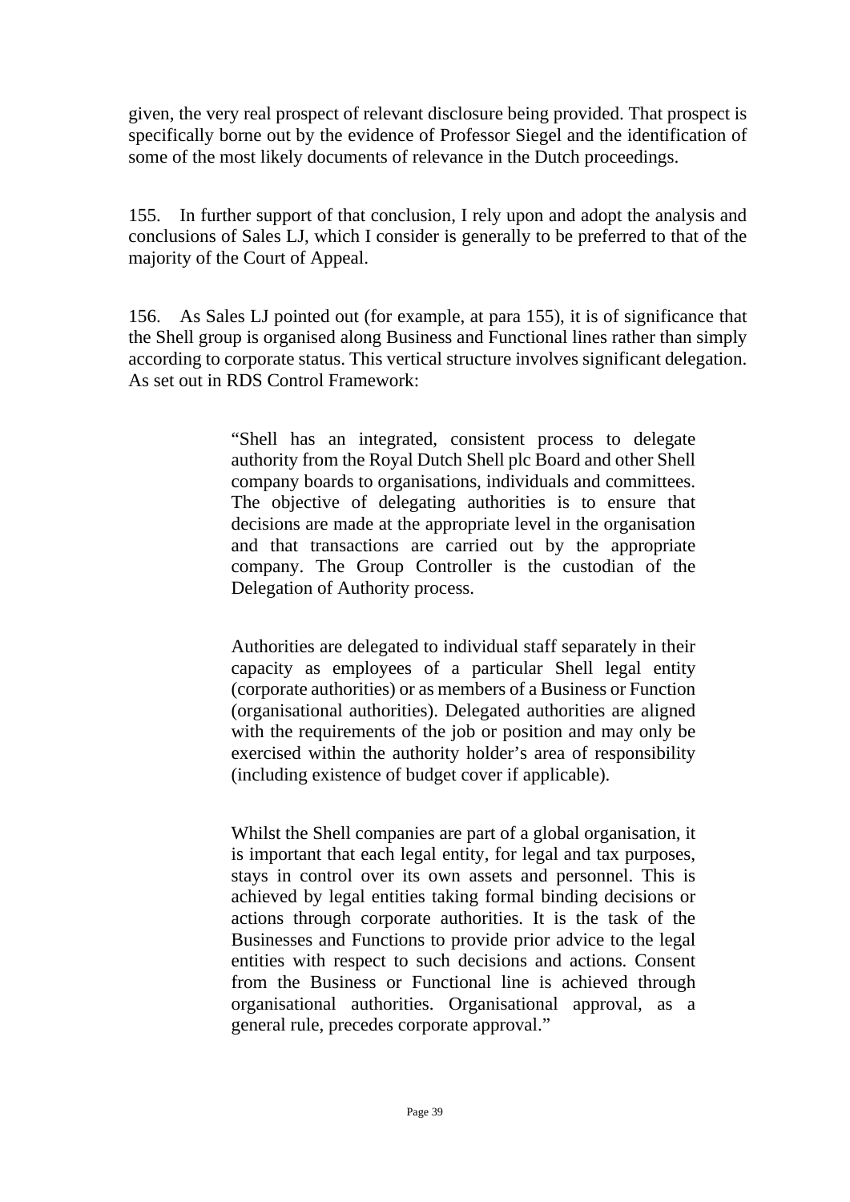given, the very real prospect of relevant disclosure being provided. That prospect is specifically borne out by the evidence of Professor Siegel and the identification of some of the most likely documents of relevance in the Dutch proceedings.

155. In further support of that conclusion, I rely upon and adopt the analysis and conclusions of Sales LJ, which I consider is generally to be preferred to that of the majority of the Court of Appeal.

156. As Sales LJ pointed out (for example, at para 155), it is of significance that the Shell group is organised along Business and Functional lines rather than simply according to corporate status. This vertical structure involves significant delegation. As set out in RDS Control Framework:

> "Shell has an integrated, consistent process to delegate authority from the Royal Dutch Shell plc Board and other Shell company boards to organisations, individuals and committees. The objective of delegating authorities is to ensure that decisions are made at the appropriate level in the organisation and that transactions are carried out by the appropriate company. The Group Controller is the custodian of the Delegation of Authority process.
>
> Authorities are delegated to individual staff separately in their capacity as employees of a particular Shell legal entity (corporate authorities) or as members of a Business or Function (organisational authorities). Delegated authorities are aligned with the requirements of the job or position and may only be exercised within the authority holder's area of responsibility (including existence of budget cover if applicable).
>
> Whilst the Shell companies are part of a global organisation, it is important that each legal entity, for legal and tax purposes, stays in control over its own assets and personnel. This is achieved by legal entities taking formal binding decisions or actions through corporate authorities. It is the task of the Businesses and Functions to provide prior advice to the legal entities with respect to such decisions and actions. Consent from the Business or Functional line is achieved through organisational authorities. Organisational approval, as a general rule, precedes corporate approval."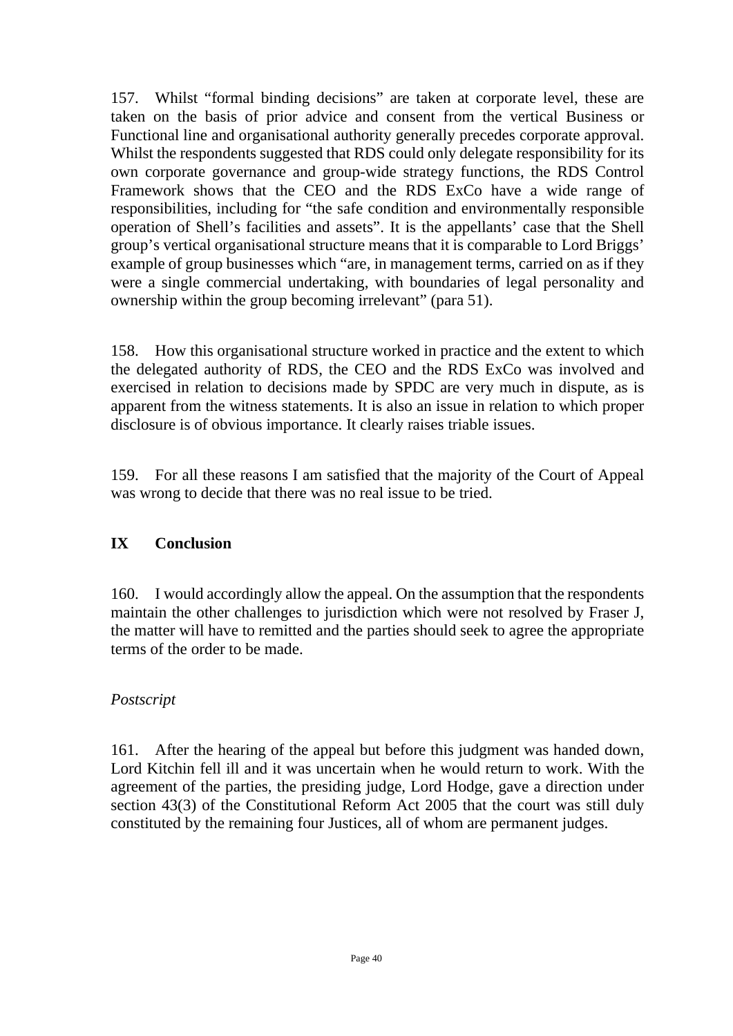157. Whilst "formal binding decisions" are taken at corporate level, these are taken on the basis of prior advice and consent from the vertical Business or Functional line and organisational authority generally precedes corporate approval. Whilst the respondents suggested that RDS could only delegate responsibility for its own corporate governance and group-wide strategy functions, the RDS Control Framework shows that the CEO and the RDS ExCo have a wide range of responsibilities, including for "the safe condition and environmentally responsible operation of Shell's facilities and assets". It is the appellants' case that the Shell group's vertical organisational structure means that it is comparable to Lord Briggs' example of group businesses which "are, in management terms, carried on as if they were a single commercial undertaking, with boundaries of legal personality and ownership within the group becoming irrelevant" (para 51).

158. How this organisational structure worked in practice and the extent to which the delegated authority of RDS, the CEO and the RDS ExCo was involved and exercised in relation to decisions made by SPDC are very much in dispute, as is apparent from the witness statements. It is also an issue in relation to which proper disclosure is of obvious importance. It clearly raises triable issues.

159. For all these reasons I am satisfied that the majority of the Court of Appeal was wrong to decide that there was no real issue to be tried.

## IX Conclusion

160. I would accordingly allow the appeal. On the assumption that the respondents maintain the other challenges to jurisdiction which were not resolved by Fraser J, the matter will have to remitted and the parties should seek to agree the appropriate terms of the order to be made.

*Postscript*

161. After the hearing of the appeal but before this judgment was handed down, Lord Kitchin fell ill and it was uncertain when he would return to work. With the agreement of the parties, the presiding judge, Lord Hodge, gave a direction under section 43(3) of the Constitutional Reform Act 2005 that the court was still duly constituted by the remaining four Justices, all of whom are permanent judges.